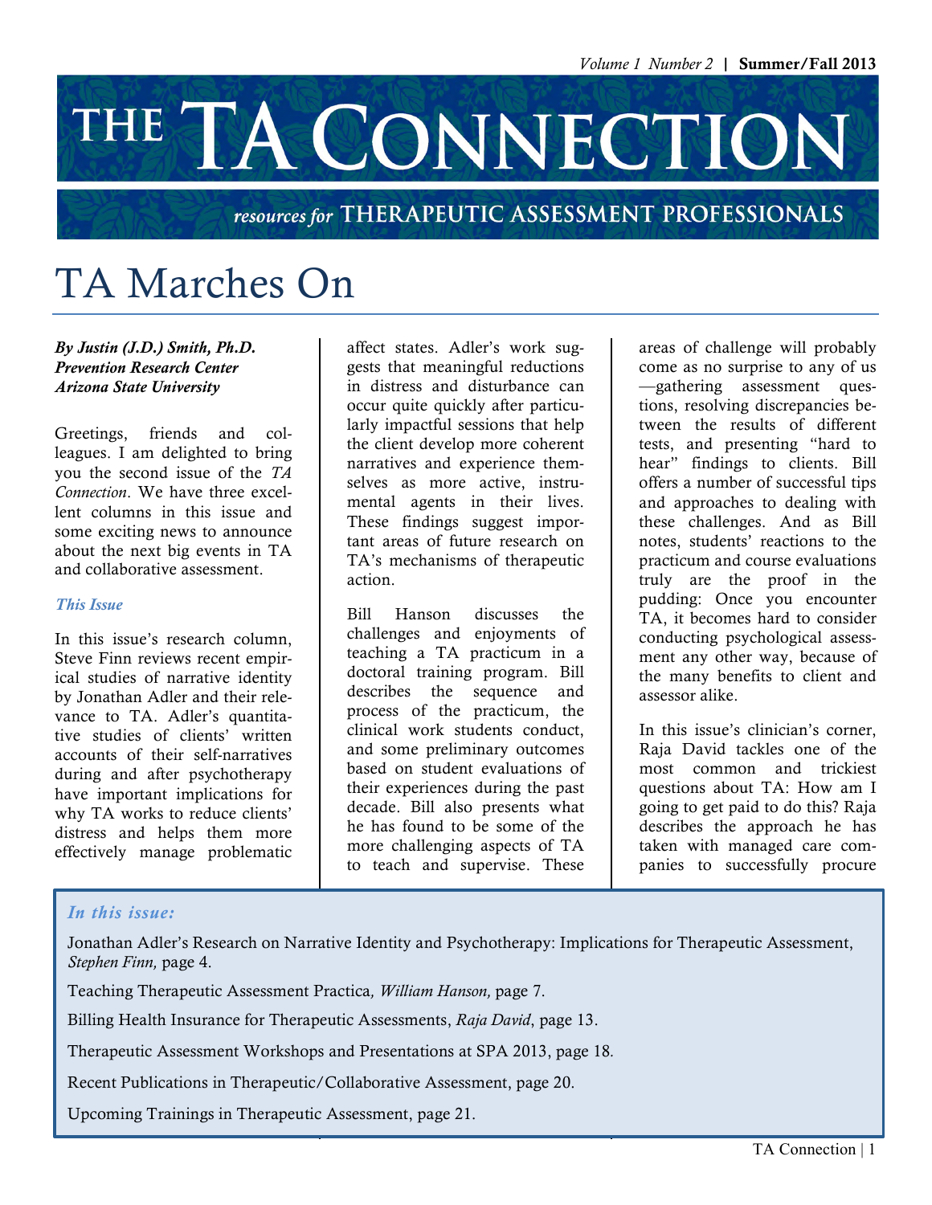# THE TA CONNECTION

resources for THERAPEUTIC ASSESSMENT PROFESSIONALS

# TA Marches On

***By Justin (J.D.) Smith, Ph.D.***
***Prevention Research Center***
***Arizona State University***

Greetings, friends and colleagues. I am delighted to bring you the second issue of the *TA Connection*. We have three excellent columns in this issue and some exciting news to announce about the next big events in TA and collaborative assessment.

### *This Issue*

In this issue's research column, Steve Finn reviews recent empirical studies of narrative identity by Jonathan Adler and their relevance to TA. Adler's quantitative studies of clients' written accounts of their self-narratives during and after psychotherapy have important implications for why TA works to reduce clients' distress and helps them more effectively manage problematic affect states. Adler's work suggests that meaningful reductions in distress and disturbance can occur quite quickly after particularly impactful sessions that help the client develop more coherent narratives and experience themselves as more active, instrumental agents in their lives. These findings suggest important areas of future research on TA's mechanisms of therapeutic action.

Bill Hanson discusses the challenges and enjoyments of teaching a TA practicum in a doctoral training program. Bill describes the sequence and process of the practicum, the clinical work students conduct, and some preliminary outcomes based on student evaluations of their experiences during the past decade. Bill also presents what he has found to be some of the more challenging aspects of TA to teach and supervise. These areas of challenge will probably come as no surprise to any of us—gathering assessment questions, resolving discrepancies between the results of different tests, and presenting "hard to hear" findings to clients. Bill offers a number of successful tips and approaches to dealing with these challenges. And as Bill notes, students' reactions to the practicum and course evaluations truly are the proof in the pudding: Once you encounter TA, it becomes hard to consider conducting psychological assessment any other way, because of the many benefits to client and assessor alike.

In this issue's clinician's corner, Raja David tackles one of the most common and trickiest questions about TA: How am I going to get paid to do this? Raja describes the approach he has taken with managed care companies to successfully procure

---

***In this issue:***

Jonathan Adler's Research on Narrative Identity and Psychotherapy: Implications for Therapeutic Assessment, *Stephen Finn,* page 4.

Teaching Therapeutic Assessment Practica*, William Hanson,* page 7.

Billing Health Insurance for Therapeutic Assessments, *Raja David*, page 13.

Therapeutic Assessment Workshops and Presentations at SPA 2013, page 18.

Recent Publications in Therapeutic/Collaborative Assessment, page 20.

Upcoming Trainings in Therapeutic Assessment, page 21.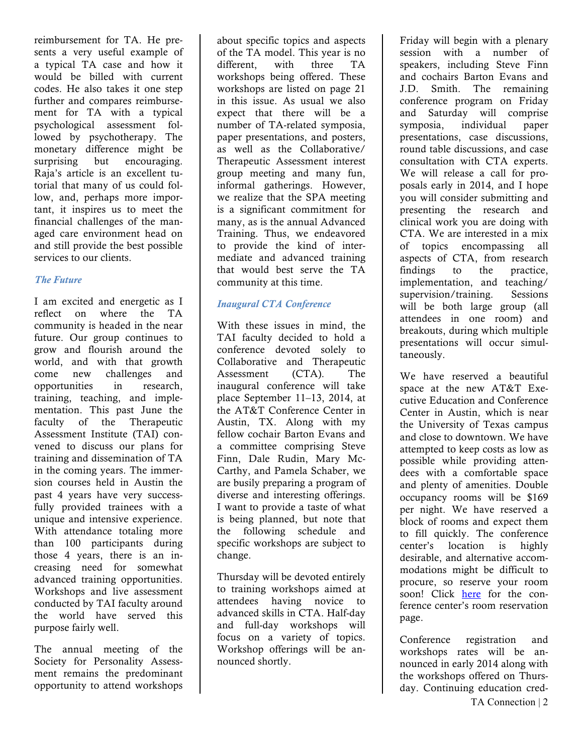reimbursement for TA. He presents a very useful example of a typical TA case and how it would be billed with current codes. He also takes it one step further and compares reimbursement for TA with a typical psychological assessment followed by psychotherapy. The monetary difference might be surprising but encouraging. Raja's article is an excellent tutorial that many of us could follow, and, perhaps more important, it inspires us to meet the financial challenges of the managed care environment head on and still provide the best possible services to our clients.

### *The Future*

I am excited and energetic as I reflect on where the TA community is headed in the near future. Our group continues to grow and flourish around the world, and with that growth come new challenges and opportunities in research, training, teaching, and implementation. This past June the faculty of the Therapeutic Assessment Institute (TAI) convened to discuss our plans for training and dissemination of TA in the coming years. The immersion courses held in Austin the past 4 years have very successfully provided trainees with a unique and intensive experience. With attendance totaling more than 100 participants during those 4 years, there is an increasing need for somewhat advanced training opportunities. Workshops and live assessment conducted by TAI faculty around the world have served this purpose fairly well.

The annual meeting of the Society for Personality Assessment remains the predominant opportunity to attend workshops about specific topics and aspects of the TA model. This year is no different, with three TA workshops being offered. These workshops are listed on page 21 in this issue. As usual we also expect that there will be a number of TA-related symposia, paper presentations, and posters, as well as the Collaborative/Therapeutic Assessment interest group meeting and many fun, informal gatherings. However, we realize that the SPA meeting is a significant commitment for many, as is the annual Advanced Training. Thus, we endeavored to provide the kind of intermediate and advanced training that would best serve the TA community at this time.

### *Inaugural CTA Conference*

With these issues in mind, the TAI faculty decided to hold a conference devoted solely to Collaborative and Therapeutic Assessment (CTA). The inaugural conference will take place September 11–13, 2014, at the AT&T Conference Center in Austin, TX. Along with my fellow cochair Barton Evans and a committee comprising Steve Finn, Dale Rudin, Mary McCarthy, and Pamela Schaber, we are busily preparing a program of diverse and interesting offerings. I want to provide a taste of what is being planned, but note that the following schedule and specific workshops are subject to change.

Thursday will be devoted entirely to training workshops aimed at attendees having novice to advanced skills in CTA. Half-day and full-day workshops will focus on a variety of topics. Workshop offerings will be announced shortly.

Friday will begin with a plenary session with a number of speakers, including Steve Finn and cochairs Barton Evans and J.D. Smith. The remaining conference program on Friday and Saturday will comprise symposia, individual paper presentations, case discussions, round table discussions, and case consultation with CTA experts. We will release a call for proposals early in 2014, and I hope you will consider submitting and presenting the research and clinical work you are doing with CTA. We are interested in a mix of topics encompassing all aspects of CTA, from research findings to the practice, implementation, and teaching/supervision/training. Sessions will be both large group (all attendees in one room) and breakouts, during which multiple presentations will occur simultaneously.

We have reserved a beautiful space at the new AT&T Executive Education and Conference Center in Austin, which is near the University of Texas campus and close to downtown. We have attempted to keep costs as low as possible while providing attendees with a comfortable space and plenty of amenities. Double occupancy rooms will be $169 per night. We have reserved a block of rooms and expect them to fill quickly. The conference center's location is highly desirable, and alternative accommodations might be difficult to procure, so reserve your room soon! Click here for the conference center's room reservation page.

Conference registration and workshops rates will be announced in early 2014 along with the workshops offered on Thursday. Continuing education cred-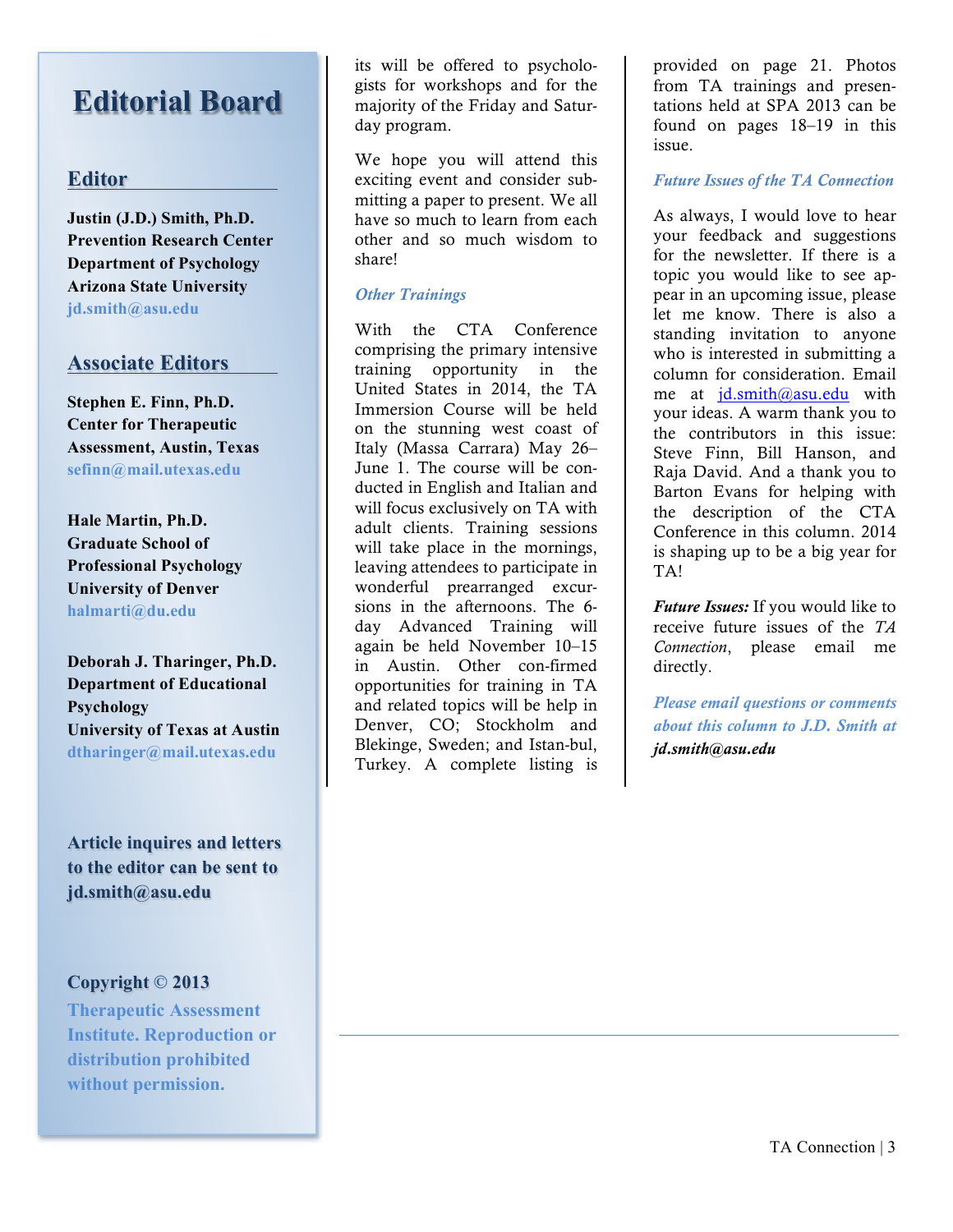## Editorial Board

### Editor

**Justin (J.D.) Smith, Ph.D.**
**Prevention Research Center**
**Department of Psychology**
**Arizona State University**
**jd.smith@asu.edu**

### Associate Editors

**Stephen E. Finn, Ph.D.**
**Center for Therapeutic Assessment, Austin, Texas**
**sefinn@mail.utexas.edu**

**Hale Martin, Ph.D.**
**Graduate School of Professional Psychology**
**University of Denver**
**halmarti@du.edu**

**Deborah J. Tharinger, Ph.D.**
**Department of Educational Psychology**
**University of Texas at Austin**
**dtharinger@mail.utexas.edu**

**Article inquires and letters to the editor can be sent to jd.smith@asu.edu**

**Copyright © 2013**
**Therapeutic Assessment Institute. Reproduction or distribution prohibited without permission.**

its will be offered to psychologists for workshops and for the majority of the Friday and Saturday program.

We hope you will attend this exciting event and consider submitting a paper to present. We all have so much to learn from each other and so much wisdom to share!

### *Other Trainings*

With the CTA Conference comprising the primary intensive training opportunity in the United States in 2014, the TA Immersion Course will be held on the stunning west coast of Italy (Massa Carrara) May 26–June 1. The course will be conducted in English and Italian and will focus exclusively on TA with adult clients. Training sessions will take place in the mornings, leaving attendees to participate in wonderful prearranged excursions in the afternoons. The 6-day Advanced Training will again be held November 10–15 in Austin. Other con-firmed opportunities for training in TA and related topics will be help in Denver, CO; Stockholm and Blekinge, Sweden; and Istan-bul, Turkey. A complete listing is provided on page 21. Photos from TA trainings and presentations held at SPA 2013 can be found on pages 18–19 in this issue.

### *Future Issues of the TA Connection*

As always, I would love to hear your feedback and suggestions for the newsletter. If there is a topic you would like to see appear in an upcoming issue, please let me know. There is also a standing invitation to anyone who is interested in submitting a column for consideration. Email me at jd.smith@asu.edu with your ideas. A warm thank you to the contributors in this issue: Steve Finn, Bill Hanson, and Raja David. And a thank you to Barton Evans for helping with the description of the CTA Conference in this column. 2014 is shaping up to be a big year for TA!

***Future Issues:*** If you would like to receive future issues of the *TA Connection*, please email me directly.

*Please email questions or comments about this column to J.D. Smith at* ***jd.smith@asu.edu***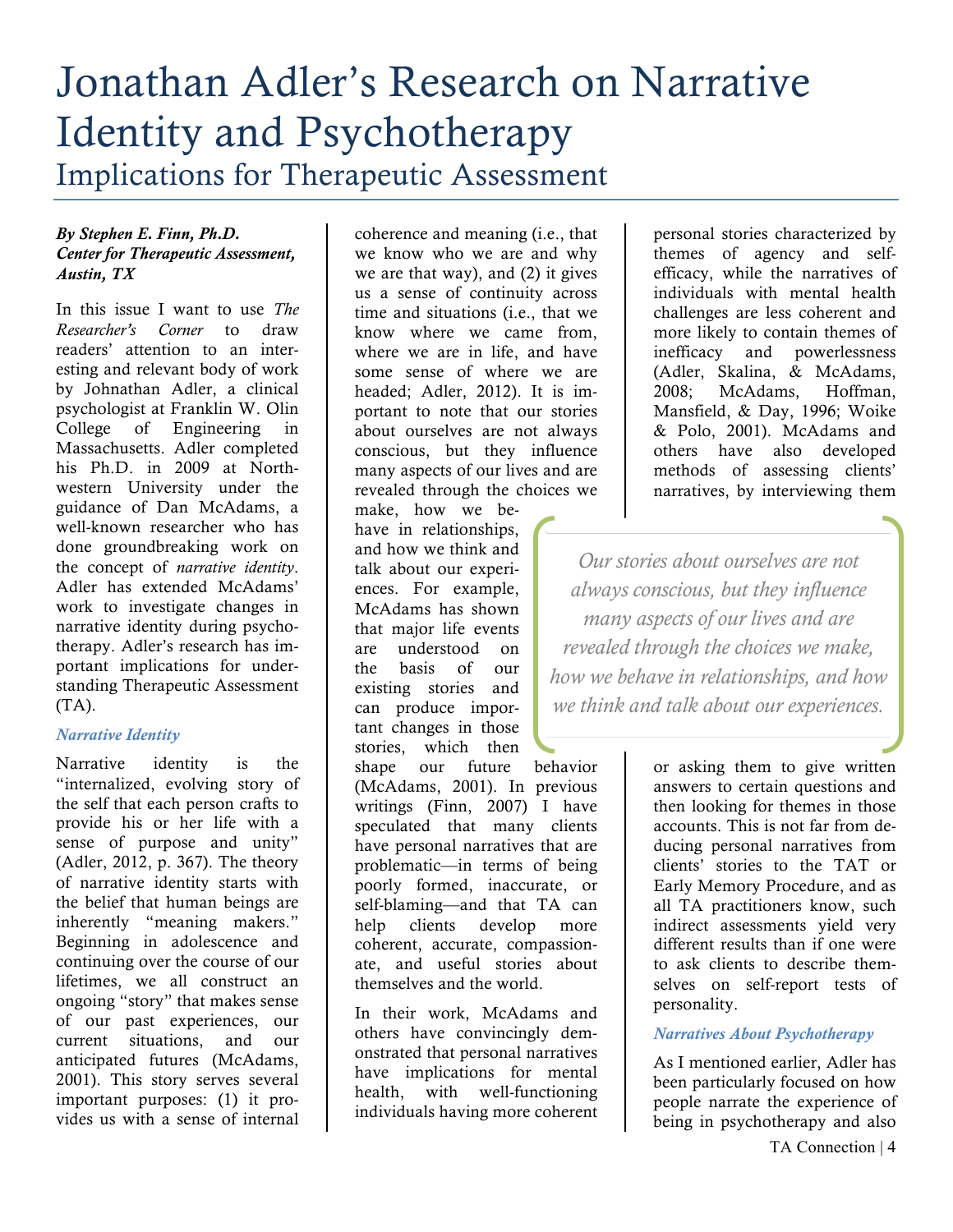# Jonathan Adler's Research on Narrative Identity and Psychotherapy

## Implications for Therapeutic Assessment

***By Stephen E. Finn, Ph.D.***
***Center for Therapeutic Assessment, Austin, TX***

In this issue I want to use *The Researcher's Corner* to draw readers' attention to an interesting and relevant body of work by Johnathan Adler, a clinical psychologist at Franklin W. Olin College of Engineering in Massachusetts. Adler completed his Ph.D. in 2009 at Northwestern University under the guidance of Dan McAdams, a well-known researcher who has done groundbreaking work on the concept of *narrative identity*. Adler has extended McAdams' work to investigate changes in narrative identity during psychotherapy. Adler's research has important implications for understanding Therapeutic Assessment (TA).

### *Narrative Identity*

Narrative identity is the "internalized, evolving story of the self that each person crafts to provide his or her life with a sense of purpose and unity" (Adler, 2012, p. 367). The theory of narrative identity starts with the belief that human beings are inherently "meaning makers." Beginning in adolescence and continuing over the course of our lifetimes, we all construct an ongoing "story" that makes sense of our past experiences, our current situations, and our anticipated futures (McAdams, 2001). This story serves several important purposes: (1) it provides us with a sense of internal coherence and meaning (i.e., that we know who we are and why we are that way), and (2) it gives us a sense of continuity across time and situations (i.e., that we know where we came from, where we are in life, and have some sense of where we are headed; Adler, 2012). It is important to note that our stories about ourselves are not always conscious, but they influence many aspects of our lives and are revealed through the choices we make, how we behave in relationships, and how we think and talk about our experiences. For example, McAdams has shown that major life events are understood on the basis of our existing stories and can produce important changes in those stories, which then shape our future behavior (McAdams, 2001). In previous writings (Finn, 2007) I have speculated that many clients have personal narratives that are problematic—in terms of being poorly formed, inaccurate, or self-blaming—and that TA can help clients develop more coherent, accurate, compassionate, and useful stories about themselves and the world.

In their work, McAdams and others have convincingly demonstrated that personal narratives have implications for mental health, with well-functioning individuals having more coherent personal stories characterized by themes of agency and self-efficacy, while the narratives of individuals with mental health challenges are less coherent and more likely to contain themes of inefficacy and powerlessness (Adler, Skalina, & McAdams, 2008; McAdams, Hoffman, Mansfield, & Day, 1996; Woike & Polo, 2001). McAdams and others have also developed methods of assessing clients' narratives, by interviewing them or asking them to give written answers to certain questions and then looking for themes in those accounts. This is not far from deducing personal narratives from clients' stories to the TAT or Early Memory Procedure, and as all TA practitioners know, such indirect assessments yield very different results than if one were to ask clients to describe themselves on self-report tests of personality.

> *Our stories about ourselves are not always conscious, but they influence many aspects of our lives and are revealed through the choices we make, how we behave in relationships, and how we think and talk about our experiences.*

### *Narratives About Psychotherapy*

As I mentioned earlier, Adler has been particularly focused on how people narrate the experience of being in psychotherapy and also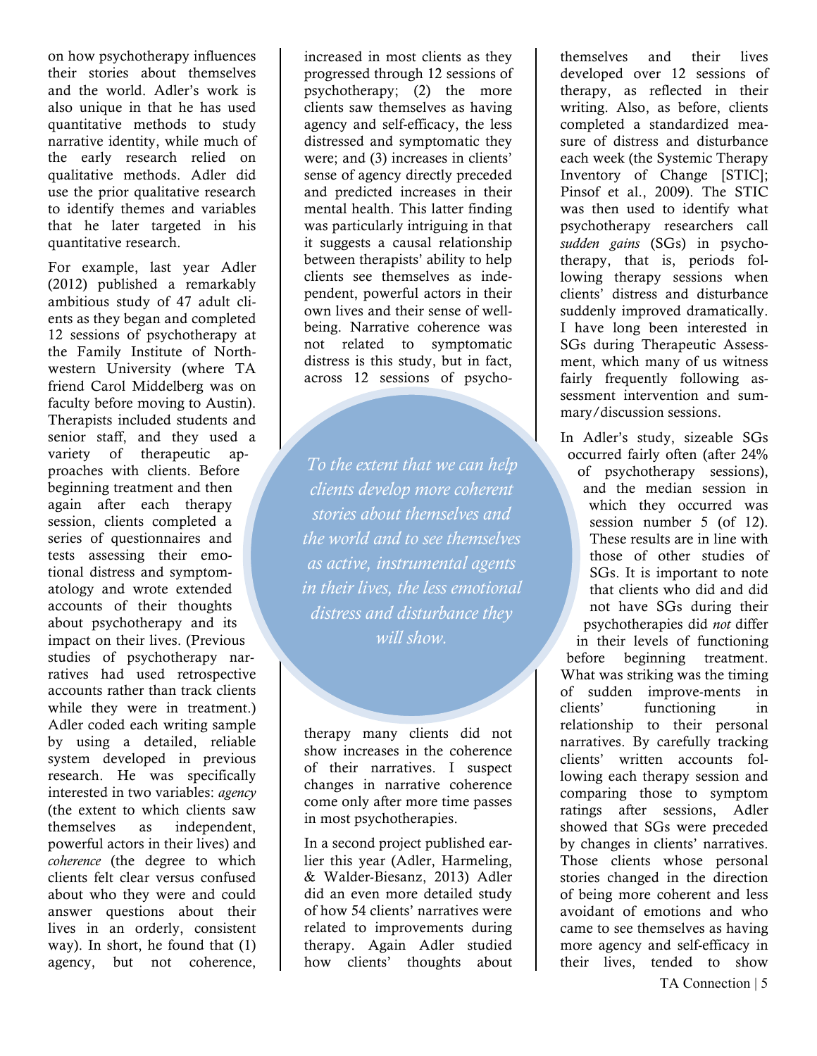on how psychotherapy influences their stories about themselves and the world. Adler's work is also unique in that he has used quantitative methods to study narrative identity, while much of the early research relied on qualitative methods. Adler did use the prior qualitative research to identify themes and variables that he later targeted in his quantitative research.

For example, last year Adler (2012) published a remarkably ambitious study of 47 adult clients as they began and completed 12 sessions of psychotherapy at the Family Institute of Northwestern University (where TA friend Carol Middelberg was on faculty before moving to Austin). Therapists included students and senior staff, and they used a variety of therapeutic approaches with clients. Before beginning treatment and then again after each therapy session, clients completed a series of questionnaires and tests assessing their emotional distress and symptomatology and wrote extended accounts of their thoughts about psychotherapy and its impact on their lives. (Previous studies of psychotherapy narratives had used retrospective accounts rather than track clients while they were in treatment.) Adler coded each writing sample by using a detailed, reliable system developed in previous research. He was specifically interested in two variables: *agency* (the extent to which clients saw themselves as independent, powerful actors in their lives) and *coherence* (the degree to which clients felt clear versus confused about who they were and could answer questions about their lives in an orderly, consistent way). In short, he found that (1) agency, but not coherence, increased in most clients as they progressed through 12 sessions of psychotherapy; (2) the more clients saw themselves as having agency and self-efficacy, the less distressed and symptomatic they were; and (3) increases in clients' sense of agency directly preceded and predicted increases in their mental health. This latter finding was particularly intriguing in that it suggests a causal relationship between therapists' ability to help clients see themselves as independent, powerful actors in their own lives and their sense of well-being. Narrative coherence was not related to symptomatic distress is this study, but in fact, across 12 sessions of psychotherapy many clients did not show increases in the coherence of their narratives. I suspect changes in narrative coherence come only after more time passes in most psychotherapies.

> *To the extent that we can help clients develop more coherent stories about themselves and the world and to see themselves as active, instrumental agents in their lives, the less emotional distress and disturbance they will show.*

In a second project published earlier this year (Adler, Harmeling, & Walder-Biesanz, 2013) Adler did an even more detailed study of how 54 clients' narratives were related to improvements during therapy. Again Adler studied how clients' thoughts about themselves and their lives developed over 12 sessions of therapy, as reflected in their writing. Also, as before, clients completed a standardized measure of distress and disturbance each week (the Systemic Therapy Inventory of Change [STIC]; Pinsof et al., 2009). The STIC was then used to identify what psychotherapy researchers call *sudden gains* (SGs) in psychotherapy, that is, periods following therapy sessions when clients' distress and disturbance suddenly improved dramatically. I have long been interested in SGs during Therapeutic Assessment, which many of us witness fairly frequently following assessment intervention and summary/discussion sessions.

In Adler's study, sizeable SGs occurred fairly often (after 24% of psychotherapy sessions), and the median session in which they occurred was session number 5 (of 12). These results are in line with those of other studies of SGs. It is important to note that clients who did and did not have SGs during their psychotherapies did *not* differ in their levels of functioning before beginning treatment. What was striking was the timing of sudden improve-ments in clients' functioning in relationship to their personal narratives. By carefully tracking clients' written accounts following each therapy session and comparing those to symptom ratings after sessions, Adler showed that SGs were preceded by changes in clients' narratives. Those clients whose personal stories changed in the direction of being more coherent and less avoidant of emotions and who came to see themselves as having more agency and self-efficacy in their lives, tended to show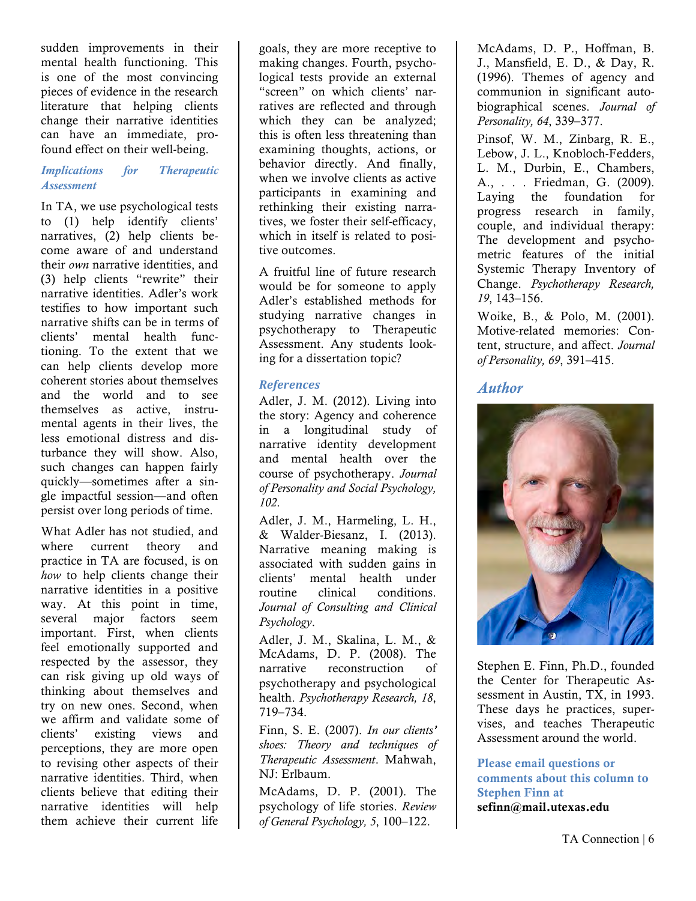sudden improvements in their mental health functioning. This is one of the most convincing pieces of evidence in the research literature that helping clients change their narrative identities can have an immediate, profound effect on their well-being.

### *Implications for Therapeutic Assessment*

In TA, we use psychological tests to (1) help identify clients' narratives, (2) help clients become aware of and understand their *own* narrative identities, and (3) help clients "rewrite" their narrative identities. Adler's work testifies to how important such narrative shifts can be in terms of clients' mental health functioning. To the extent that we can help clients develop more coherent stories about themselves and the world and to see themselves as active, instrumental agents in their lives, the less emotional distress and disturbance they will show. Also, such changes can happen fairly quickly—sometimes after a single impactful session—and often persist over long periods of time.

What Adler has not studied, and where current theory and practice in TA are focused, is on *how* to help clients change their narrative identities in a positive way. At this point in time, several major factors seem important. First, when clients feel emotionally supported and respected by the assessor, they can risk giving up old ways of thinking about themselves and try on new ones. Second, when we affirm and validate some of clients' existing views and perceptions, they are more open to revising other aspects of their narrative identities. Third, when clients believe that editing their narrative identities will help them achieve their current life goals, they are more receptive to making changes. Fourth, psychological tests provide an external "screen" on which clients' narratives are reflected and through which they can be analyzed; this is often less threatening than examining thoughts, actions, or behavior directly. And finally, when we involve clients as active participants in examining and rethinking their existing narratives, we foster their self-efficacy, which in itself is related to positive outcomes.

A fruitful line of future research would be for someone to apply Adler's established methods for studying narrative changes in psychotherapy to Therapeutic Assessment. Any students looking for a dissertation topic?

### *References*

Adler, J. M. (2012). Living into the story: Agency and coherence in a longitudinal study of narrative identity development and mental health over the course of psychotherapy. *Journal of Personality and Social Psychology, 102*.

Adler, J. M., Harmeling, L. H., & Walder-Biesanz, I. (2013). Narrative meaning making is associated with sudden gains in clients' mental health under routine clinical conditions. *Journal of Consulting and Clinical Psychology*.

Adler, J. M., Skalina, L. M., & McAdams, D. P. (2008). The narrative reconstruction of psychotherapy and psychological health. *Psychotherapy Research, 18*, 719–734.

Finn, S. E. (2007). *In our clients' shoes: Theory and techniques of Therapeutic Assessment*. Mahwah, NJ: Erlbaum.

McAdams, D. P. (2001). The psychology of life stories. *Review of General Psychology, 5*, 100–122.

McAdams, D. P., Hoffman, B. J., Mansfield, E. D., & Day, R. (1996). Themes of agency and communion in significant autobiographical scenes. *Journal of Personality, 64*, 339–377.

Pinsof, W. M., Zinbarg, R. E., Lebow, J. L., Knobloch-Fedders, L. M., Durbin, E., Chambers, A., . . . Friedman, G. (2009). Laying the foundation for progress research in family, couple, and individual therapy: The development and psychometric features of the initial Systemic Therapy Inventory of Change. *Psychotherapy Research, 19*, 143–156.

Woike, B., & Polo, M. (2001). Motive-related memories: Content, structure, and affect. *Journal of Personality, 69*, 391–415.

## *Author*

Stephen E. Finn, Ph.D., founded the Center for Therapeutic Assessment in Austin, TX, in 1993. These days he practices, supervises, and teaches Therapeutic Assessment around the world.

**Please email questions or comments about this column to Stephen Finn at**
**sefinn@mail.utexas.edu**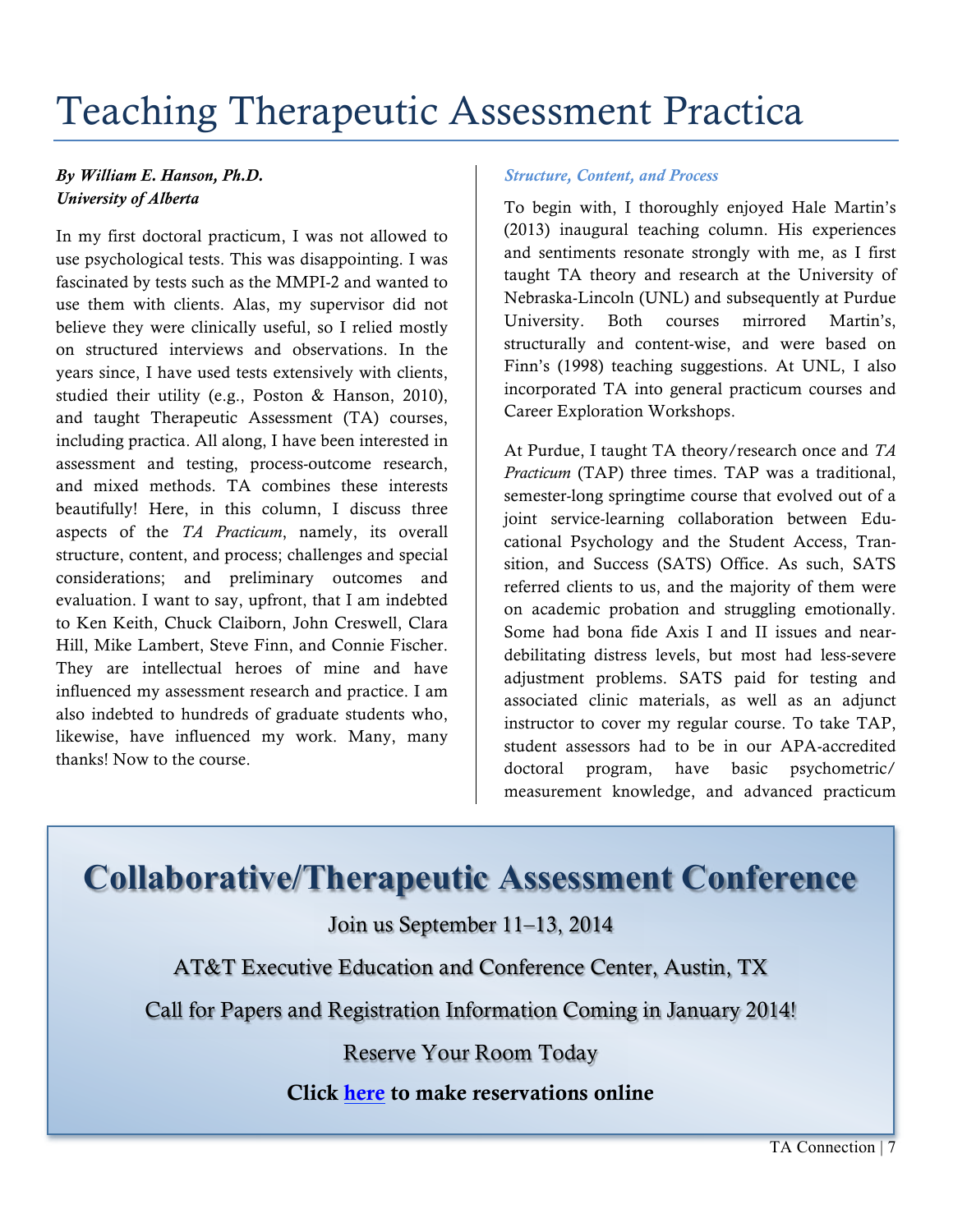# Teaching Therapeutic Assessment Practica

***By William E. Hanson, Ph.D.***
***University of Alberta***

In my first doctoral practicum, I was not allowed to use psychological tests. This was disappointing. I was fascinated by tests such as the MMPI-2 and wanted to use them with clients. Alas, my supervisor did not believe they were clinically useful, so I relied mostly on structured interviews and observations. In the years since, I have used tests extensively with clients, studied their utility (e.g., Poston & Hanson, 2010), and taught Therapeutic Assessment (TA) courses, including practica. All along, I have been interested in assessment and testing, process-outcome research, and mixed methods. TA combines these interests beautifully! Here, in this column, I discuss three aspects of the *TA Practicum*, namely, its overall structure, content, and process; challenges and special considerations; and preliminary outcomes and evaluation. I want to say, upfront, that I am indebted to Ken Keith, Chuck Claiborn, John Creswell, Clara Hill, Mike Lambert, Steve Finn, and Connie Fischer. They are intellectual heroes of mine and have influenced my assessment research and practice. I am also indebted to hundreds of graduate students who, likewise, have influenced my work. Many, many thanks! Now to the course.

### *Structure, Content, and Process*

To begin with, I thoroughly enjoyed Hale Martin's (2013) inaugural teaching column. His experiences and sentiments resonate strongly with me, as I first taught TA theory and research at the University of Nebraska-Lincoln (UNL) and subsequently at Purdue University. Both courses mirrored Martin's, structurally and content-wise, and were based on Finn's (1998) teaching suggestions. At UNL, I also incorporated TA into general practicum courses and Career Exploration Workshops.

At Purdue, I taught TA theory/research once and *TA Practicum* (TAP) three times. TAP was a traditional, semester-long springtime course that evolved out of a joint service-learning collaboration between Educational Psychology and the Student Access, Transition, and Success (SATS) Office. As such, SATS referred clients to us, and the majority of them were on academic probation and struggling emotionally. Some had bona fide Axis I and II issues and near-debilitating distress levels, but most had less-severe adjustment problems. SATS paid for testing and associated clinic materials, as well as an adjunct instructor to cover my regular course. To take TAP, student assessors had to be in our APA-accredited doctoral program, have basic psychometric/measurement knowledge, and advanced practicum

---

## **Collaborative/Therapeutic Assessment Conference**

Join us September 11–13, 2014

AT&T Executive Education and Conference Center, Austin, TX

Call for Papers and Registration Information Coming in January 2014!

Reserve Your Room Today

**Click here to make reservations online**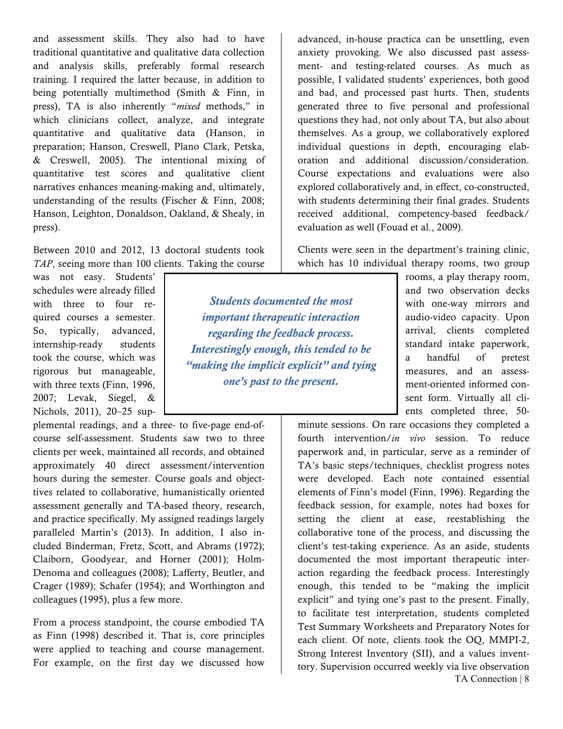and assessment skills. They also had to have traditional quantitative and qualitative data collection and analysis skills, preferably formal research training. I required the latter because, in addition to being potentially multimethod (Smith & Finn, in press), TA is also inherently "*mixed* methods," in which clinicians collect, analyze, and integrate quantitative and qualitative data (Hanson, in preparation; Hanson, Creswell, Plano Clark, Petska, & Creswell, 2005). The intentional mixing of quantitative test scores and qualitative client narratives enhances meaning-making and, ultimately, understanding of the results (Fischer & Finn, 2008; Hanson, Leighton, Donaldson, Oakland, & Shealy, in press).

Between 2010 and 2012, 13 doctoral students took *TAP*, seeing more than 100 clients. Taking the course was not easy. Students' schedules were already filled with three to four required courses a semester. So, typically, advanced, internship-ready students took the course, which was rigorous but manageable, with three texts (Finn, 1996, 2007; Levak, Siegel, & Nichols, 2011), 20–25 supplemental readings, and a three- to five-page end-of-course self-assessment. Students saw two to three clients per week, maintained all records, and obtained approximately 40 direct assessment/intervention hours during the semester. Course goals and objectives related to collaborative, humanistically oriented assessment generally and TA-based theory, research, and practice specifically. My assigned readings largely paralleled Martin's (2013). In addition, I also included Binderman, Fretz, Scott, and Abrams (1972); Claiborn, Goodyear, and Horner (2001); Holm-Denoma and colleagues (2008); Lafferty, Beutler, and Crager (1989); Schafer (1954); and Worthington and colleagues (1995), plus a few more.

From a process standpoint, the course embodied TA as Finn (1998) described it. That is, core principles were applied to teaching and course management. For example, on the first day we discussed how advanced, in-house practica can be unsettling, even anxiety provoking. We also discussed past assessment- and testing-related courses. As much as possible, I validated students' experiences, both good and bad, and processed past hurts. Then, students generated three to five personal and professional questions they had, not only about TA, but also about themselves. As a group, we collaboratively explored individual questions in depth, encouraging elaboration and additional discussion/consideration. Course expectations and evaluations were also explored collaboratively and, in effect, co-constructed, with students determining their final grades. Students received additional, competency-based feedback/evaluation as well (Fouad et al., 2009).

> ***Students documented the most important therapeutic interaction regarding the feedback process. Interestingly enough, this tended to be "making the implicit explicit" and tying one's past to the present.***

Clients were seen in the department's training clinic, which has 10 individual therapy rooms, two group rooms, a play therapy room, and two observation decks with one-way mirrors and audio-video capacity. Upon arrival, clients completed standard intake paperwork, a handful of pretest measures, and an assessment-oriented informed consent form. Virtually all clients completed three, 50-minute sessions. On rare occasions they completed a fourth intervention/*in vivo* session. To reduce paperwork and, in particular, serve as a reminder of TA's basic steps/techniques, checklist progress notes were developed. Each note contained essential elements of Finn's model (Finn, 1996). Regarding the feedback session, for example, notes had boxes for setting the client at ease, reestablishing the collaborative tone of the process, and discussing the client's test-taking experience. As an aside, students documented the most important therapeutic interaction regarding the feedback process. Interestingly enough, this tended to be "making the implicit explicit" and tying one's past to the present. Finally, to facilitate test interpretation, students completed Test Summary Worksheets and Preparatory Notes for each client. Of note, clients took the OQ, MMPI-2, Strong Interest Inventory (SII), and a values inventory. Supervision occurred weekly via live observation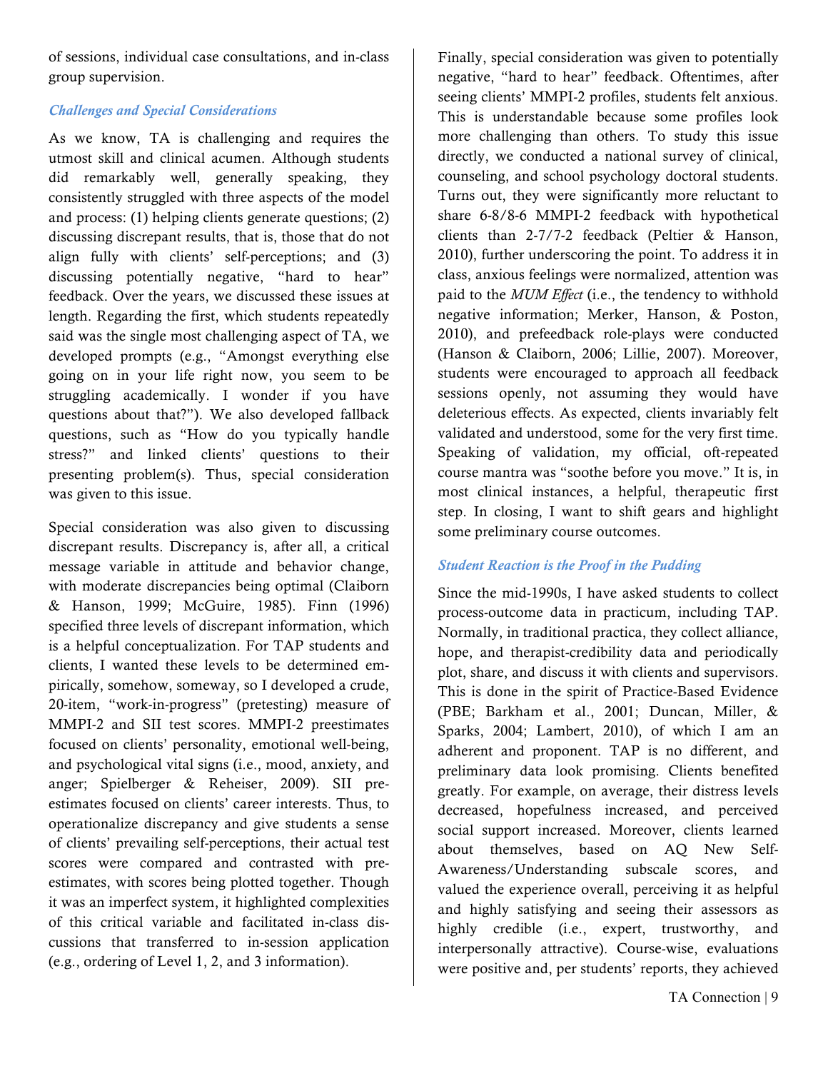of sessions, individual case consultations, and in-class group supervision.

### *Challenges and Special Considerations*

As we know, TA is challenging and requires the utmost skill and clinical acumen. Although students did remarkably well, generally speaking, they consistently struggled with three aspects of the model and process: (1) helping clients generate questions; (2) discussing discrepant results, that is, those that do not align fully with clients' self-perceptions; and (3) discussing potentially negative, "hard to hear" feedback. Over the years, we discussed these issues at length. Regarding the first, which students repeatedly said was the single most challenging aspect of TA, we developed prompts (e.g., "Amongst everything else going on in your life right now, you seem to be struggling academically. I wonder if you have questions about that?"). We also developed fallback questions, such as "How do you typically handle stress?" and linked clients' questions to their presenting problem(s). Thus, special consideration was given to this issue.

Special consideration was also given to discussing discrepant results. Discrepancy is, after all, a critical message variable in attitude and behavior change, with moderate discrepancies being optimal (Claiborn & Hanson, 1999; McGuire, 1985). Finn (1996) specified three levels of discrepant information, which is a helpful conceptualization. For TAP students and clients, I wanted these levels to be determined empirically, somehow, someway, so I developed a crude, 20-item, "work-in-progress" (pretesting) measure of MMPI-2 and SII test scores. MMPI-2 preestimates focused on clients' personality, emotional well-being, and psychological vital signs (i.e., mood, anxiety, and anger; Spielberger & Reheiser, 2009). SII pre-estimates focused on clients' career interests. Thus, to operationalize discrepancy and give students a sense of clients' prevailing self-perceptions, their actual test scores were compared and contrasted with pre-estimates, with scores being plotted together. Though it was an imperfect system, it highlighted complexities of this critical variable and facilitated in-class discussions that transferred to in-session application (e.g., ordering of Level 1, 2, and 3 information).

Finally, special consideration was given to potentially negative, "hard to hear" feedback. Oftentimes, after seeing clients' MMPI-2 profiles, students felt anxious. This is understandable because some profiles look more challenging than others. To study this issue directly, we conducted a national survey of clinical, counseling, and school psychology doctoral students. Turns out, they were significantly more reluctant to share 6-8/8-6 MMPI-2 feedback with hypothetical clients than 2-7/7-2 feedback (Peltier & Hanson, 2010), further underscoring the point. To address it in class, anxious feelings were normalized, attention was paid to the *MUM Effect* (i.e., the tendency to withhold negative information; Merker, Hanson, & Poston, 2010), and prefeedback role-plays were conducted (Hanson & Claiborn, 2006; Lillie, 2007). Moreover, students were encouraged to approach all feedback sessions openly, not assuming they would have deleterious effects. As expected, clients invariably felt validated and understood, some for the very first time. Speaking of validation, my official, oft-repeated course mantra was "soothe before you move." It is, in most clinical instances, a helpful, therapeutic first step. In closing, I want to shift gears and highlight some preliminary course outcomes.

### *Student Reaction is the Proof in the Pudding*

Since the mid-1990s, I have asked students to collect process-outcome data in practicum, including TAP. Normally, in traditional practica, they collect alliance, hope, and therapist-credibility data and periodically plot, share, and discuss it with clients and supervisors. This is done in the spirit of Practice-Based Evidence (PBE; Barkham et al., 2001; Duncan, Miller, & Sparks, 2004; Lambert, 2010), of which I am an adherent and proponent. TAP is no different, and preliminary data look promising. Clients benefited greatly. For example, on average, their distress levels decreased, hopefulness increased, and perceived social support increased. Moreover, clients learned about themselves, based on AQ New Self-Awareness/Understanding subscale scores, and valued the experience overall, perceiving it as helpful and highly satisfying and seeing their assessors as highly credible (i.e., expert, trustworthy, and interpersonally attractive). Course-wise, evaluations were positive and, per students' reports, they achieved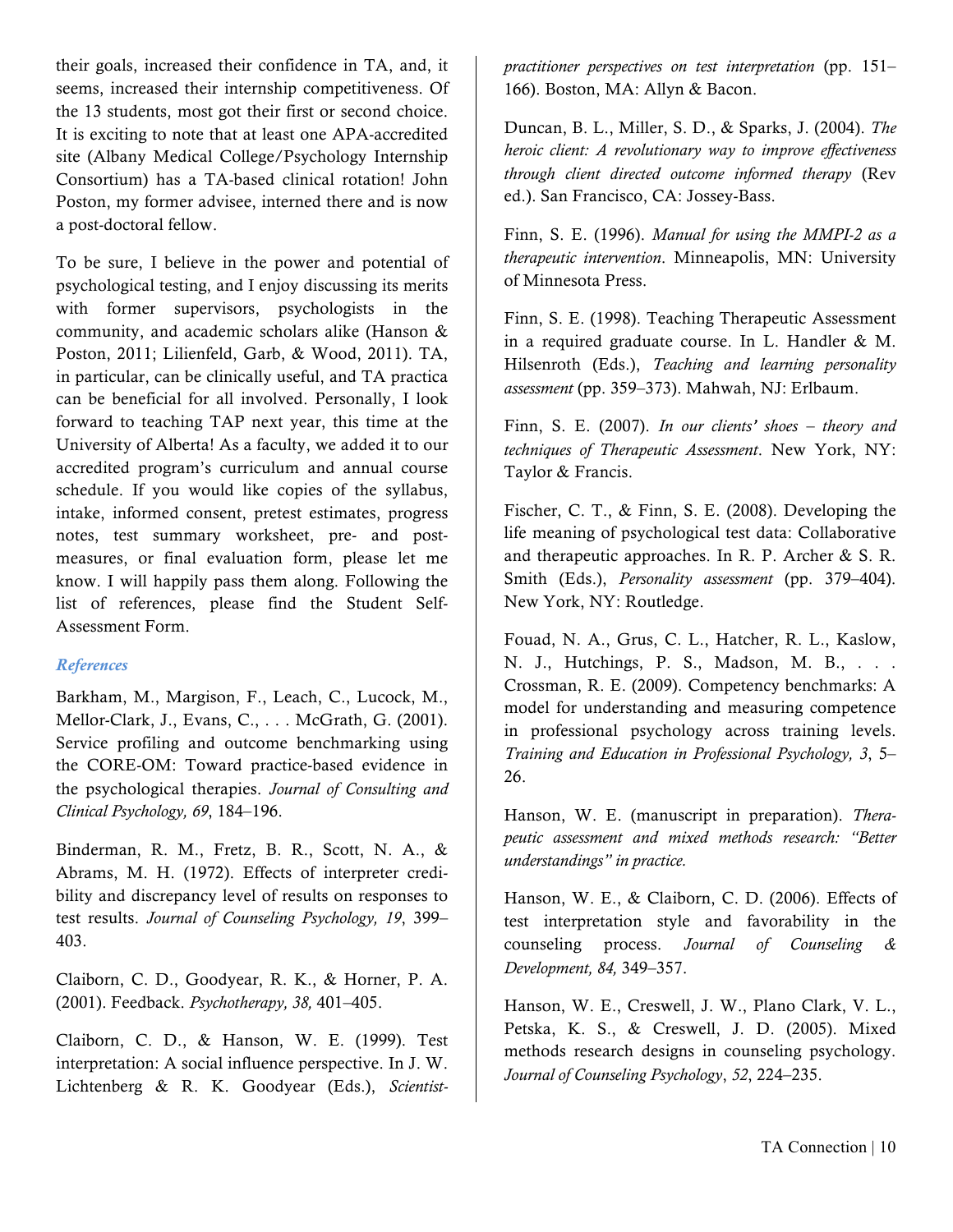their goals, increased their confidence in TA, and, it seems, increased their internship competitiveness. Of the 13 students, most got their first or second choice. It is exciting to note that at least one APA-accredited site (Albany Medical College/Psychology Internship Consortium) has a TA-based clinical rotation! John Poston, my former advisee, interned there and is now a post-doctoral fellow.

To be sure, I believe in the power and potential of psychological testing, and I enjoy discussing its merits with former supervisors, psychologists in the community, and academic scholars alike (Hanson & Poston, 2011; Lilienfeld, Garb, & Wood, 2011). TA, in particular, can be clinically useful, and TA practica can be beneficial for all involved. Personally, I look forward to teaching TAP next year, this time at the University of Alberta! As a faculty, we added it to our accredited program's curriculum and annual course schedule. If you would like copies of the syllabus, intake, informed consent, pretest estimates, progress notes, test summary worksheet, pre- and post-measures, or final evaluation form, please let me know. I will happily pass them along. Following the list of references, please find the Student Self-Assessment Form.

### *References*

Barkham, M., Margison, F., Leach, C., Lucock, M., Mellor-Clark, J., Evans, C., . . . McGrath, G. (2001). Service profiling and outcome benchmarking using the CORE-OM: Toward practice-based evidence in the psychological therapies. *Journal of Consulting and Clinical Psychology, 69*, 184–196.

Binderman, R. M., Fretz, B. R., Scott, N. A., & Abrams, M. H. (1972). Effects of interpreter credibility and discrepancy level of results on responses to test results. *Journal of Counseling Psychology, 19*, 399–403.

Claiborn, C. D., Goodyear, R. K., & Horner, P. A. (2001). Feedback. *Psychotherapy, 38,* 401–405.

Claiborn, C. D., & Hanson, W. E. (1999). Test interpretation: A social influence perspective. In J. W. Lichtenberg & R. K. Goodyear (Eds.), *Scientist-practitioner perspectives on test interpretation* (pp. 151–166). Boston, MA: Allyn & Bacon.

Duncan, B. L., Miller, S. D., & Sparks, J. (2004). *The heroic client: A revolutionary way to improve effectiveness through client directed outcome informed therapy* (Rev ed.). San Francisco, CA: Jossey-Bass.

Finn, S. E. (1996). *Manual for using the MMPI-2 as a therapeutic intervention*. Minneapolis, MN: University of Minnesota Press.

Finn, S. E. (1998). Teaching Therapeutic Assessment in a required graduate course. In L. Handler & M. Hilsenroth (Eds.), *Teaching and learning personality assessment* (pp. 359–373). Mahwah, NJ: Erlbaum.

Finn, S. E. (2007). *In our clients' shoes – theory and techniques of Therapeutic Assessment*. New York, NY: Taylor & Francis.

Fischer, C. T., & Finn, S. E. (2008). Developing the life meaning of psychological test data: Collaborative and therapeutic approaches. In R. P. Archer & S. R. Smith (Eds.), *Personality assessment* (pp. 379–404). New York, NY: Routledge.

Fouad, N. A., Grus, C. L., Hatcher, R. L., Kaslow, N. J., Hutchings, P. S., Madson, M. B., . . . Crossman, R. E. (2009). Competency benchmarks: A model for understanding and measuring competence in professional psychology across training levels. *Training and Education in Professional Psychology, 3*, 5–26.

Hanson, W. E. (manuscript in preparation). *Therapeutic assessment and mixed methods research: "Better understandings" in practice.*

Hanson, W. E., & Claiborn, C. D. (2006). Effects of test interpretation style and favorability in the counseling process. *Journal of Counseling & Development, 84,* 349–357.

Hanson, W. E., Creswell, J. W., Plano Clark, V. L., Petska, K. S., & Creswell, J. D. (2005). Mixed methods research designs in counseling psychology. *Journal of Counseling Psychology*, *52*, 224–235.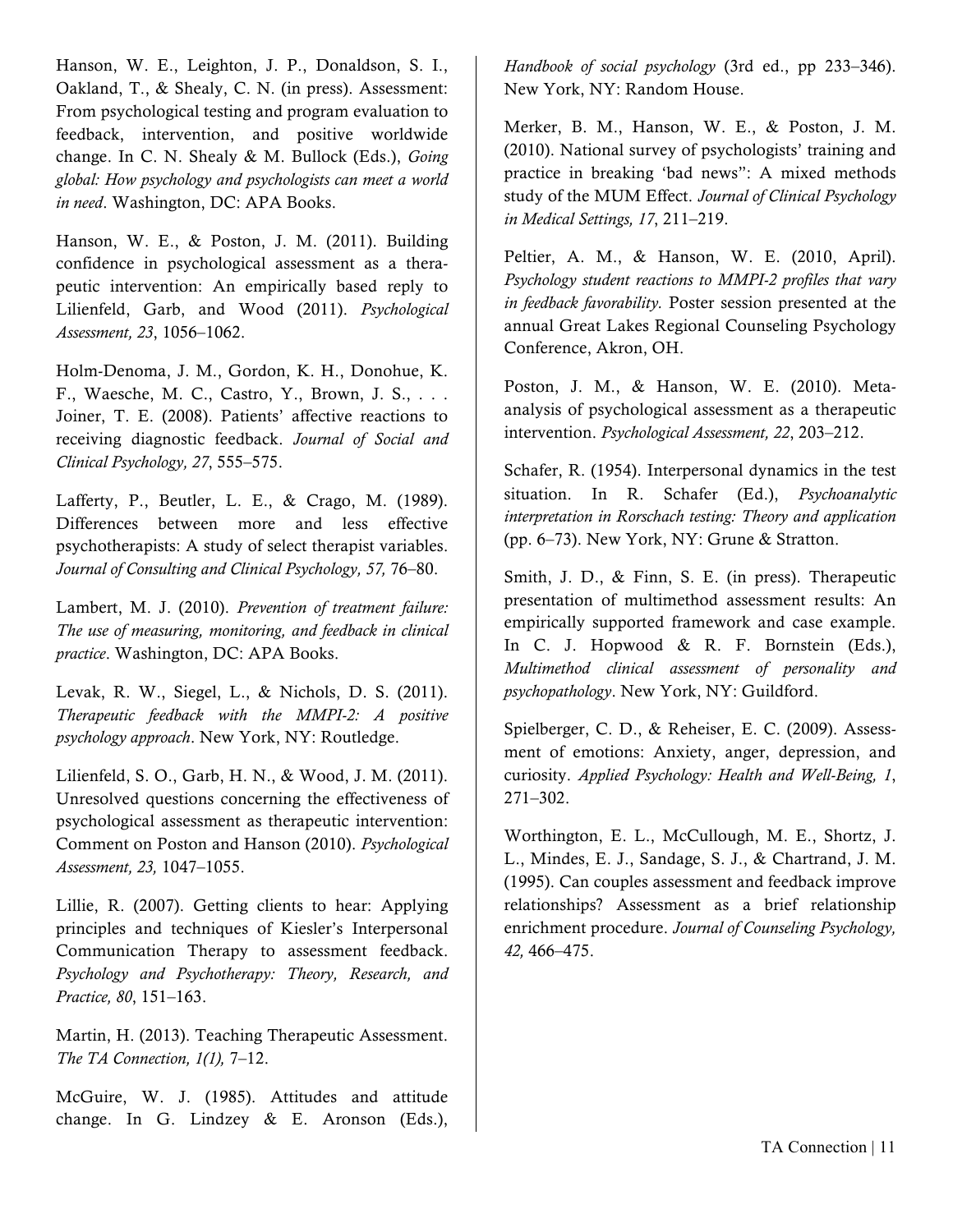Hanson, W. E., Leighton, J. P., Donaldson, S. I., Oakland, T., & Shealy, C. N. (in press). Assessment: From psychological testing and program evaluation to feedback, intervention, and positive worldwide change. In C. N. Shealy & M. Bullock (Eds.), *Going global: How psychology and psychologists can meet a world in need*. Washington, DC: APA Books.

Hanson, W. E., & Poston, J. M. (2011). Building confidence in psychological assessment as a therapeutic intervention: An empirically based reply to Lilienfeld, Garb, and Wood (2011). *Psychological Assessment, 23*, 1056–1062.

Holm-Denoma, J. M., Gordon, K. H., Donohue, K. F., Waesche, M. C., Castro, Y., Brown, J. S., . . . Joiner, T. E. (2008). Patients' affective reactions to receiving diagnostic feedback. *Journal of Social and Clinical Psychology, 27*, 555–575.

Lafferty, P., Beutler, L. E., & Crago, M. (1989). Differences between more and less effective psychotherapists: A study of select therapist variables. *Journal of Consulting and Clinical Psychology, 57,* 76–80.

Lambert, M. J. (2010). *Prevention of treatment failure: The use of measuring, monitoring, and feedback in clinical practice*. Washington, DC: APA Books.

Levak, R. W., Siegel, L., & Nichols, D. S. (2011). *Therapeutic feedback with the MMPI-2: A positive psychology approach*. New York, NY: Routledge.

Lilienfeld, S. O., Garb, H. N., & Wood, J. M. (2011). Unresolved questions concerning the effectiveness of psychological assessment as therapeutic intervention: Comment on Poston and Hanson (2010). *Psychological Assessment, 23,* 1047–1055.

Lillie, R. (2007). Getting clients to hear: Applying principles and techniques of Kiesler's Interpersonal Communication Therapy to assessment feedback. *Psychology and Psychotherapy: Theory, Research, and Practice, 80*, 151–163.

Martin, H. (2013). Teaching Therapeutic Assessment. *The TA Connection, 1(1),* 7–12.

McGuire, W. J. (1985). Attitudes and attitude change. In G. Lindzey & E. Aronson (Eds.), *Handbook of social psychology* (3rd ed., pp 233–346). New York, NY: Random House.

Merker, B. M., Hanson, W. E., & Poston, J. M. (2010). National survey of psychologists' training and practice in breaking 'bad news'': A mixed methods study of the MUM Effect. *Journal of Clinical Psychology in Medical Settings, 17*, 211–219.

Peltier, A. M., & Hanson, W. E. (2010, April). *Psychology student reactions to MMPI-2 profiles that vary in feedback favorability.* Poster session presented at the annual Great Lakes Regional Counseling Psychology Conference, Akron, OH.

Poston, J. M., & Hanson, W. E. (2010). Meta-analysis of psychological assessment as a therapeutic intervention. *Psychological Assessment, 22*, 203–212.

Schafer, R. (1954). Interpersonal dynamics in the test situation. In R. Schafer (Ed.), *Psychoanalytic interpretation in Rorschach testing: Theory and application* (pp. 6–73). New York, NY: Grune & Stratton.

Smith, J. D., & Finn, S. E. (in press). Therapeutic presentation of multimethod assessment results: An empirically supported framework and case example. In C. J. Hopwood & R. F. Bornstein (Eds.), *Multimethod clinical assessment of personality and psychopathology*. New York, NY: Guildford.

Spielberger, C. D., & Reheiser, E. C. (2009). Assessment of emotions: Anxiety, anger, depression, and curiosity. *Applied Psychology: Health and Well-Being, 1*, 271–302.

Worthington, E. L., McCullough, M. E., Shortz, J. L., Mindes, E. J., Sandage, S. J., & Chartrand, J. M. (1995). Can couples assessment and feedback improve relationships? Assessment as a brief relationship enrichment procedure. *Journal of Counseling Psychology, 42,* 466–475.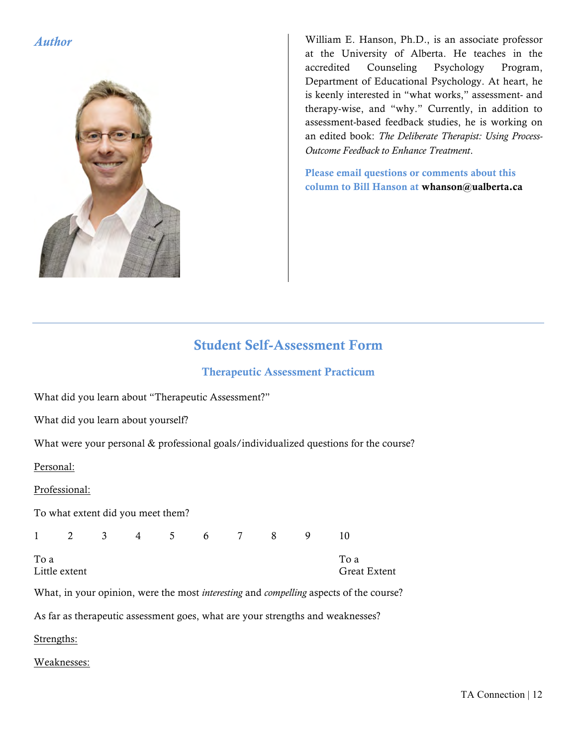### *Author*

William E. Hanson, Ph.D., is an associate professor at the University of Alberta. He teaches in the accredited Counseling Psychology Program, Department of Educational Psychology. At heart, he is keenly interested in "what works," assessment- and therapy-wise, and "why." Currently, in addition to assessment-based feedback studies, he is working on an edited book: *The Deliberate Therapist: Using Process-Outcome Feedback to Enhance Treatment*.

**Please email questions or comments about this column to Bill Hanson at whanson@ualberta.ca**

---

## Student Self-Assessment Form

### Therapeutic Assessment Practicum

What did you learn about "Therapeutic Assessment?"

What did you learn about yourself?

What were your personal & professional goals/individualized questions for the course?

<u>Personal:</u>

<u>Professional:</u>

To what extent did you meet them?

1 2 3 4 5 6 7 8 9 10

To a Little extent ... To a Great Extent

What, in your opinion, were the most *interesting* and *compelling* aspects of the course?

As far as therapeutic assessment goes, what are your strengths and weaknesses?

<u>Strengths:</u>

<u>Weaknesses:</u>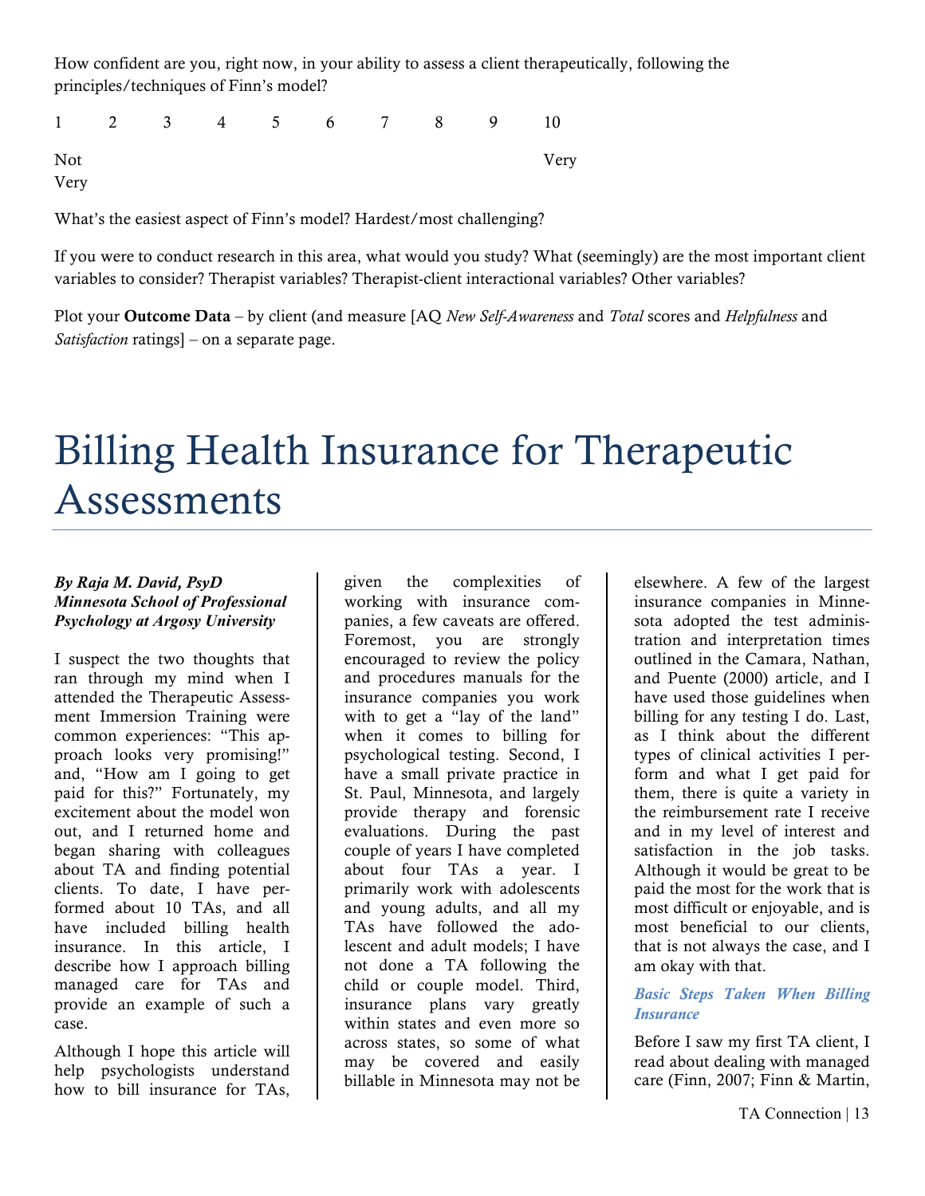How confident are you, right now, in your ability to assess a client therapeutically, following the principles/techniques of Finn's model?

1 2 3 4 5 6 7 8 9 10

Not Very — Very

What's the easiest aspect of Finn's model? Hardest/most challenging?

If you were to conduct research in this area, what would you study? What (seemingly) are the most important client variables to consider? Therapist variables? Therapist-client interactional variables? Other variables?

Plot your **Outcome Data** – by client (and measure [AQ *New Self-Awareness* and *Total* scores and *Helpfulness* and *Satisfaction* ratings] – on a separate page.

# Billing Health Insurance for Therapeutic Assessments

***By Raja M. David, PsyD***
***Minnesota School of Professional Psychology at Argosy University***

I suspect the two thoughts that ran through my mind when I attended the Therapeutic Assessment Immersion Training were common experiences: "This approach looks very promising!" and, "How am I going to get paid for this?" Fortunately, my excitement about the model won out, and I returned home and began sharing with colleagues about TA and finding potential clients. To date, I have performed about 10 TAs, and all have included billing health insurance. In this article, I describe how I approach billing managed care for TAs and provide an example of such a case.

Although I hope this article will help psychologists understand how to bill insurance for TAs, given the complexities of working with insurance companies, a few caveats are offered. Foremost, you are strongly encouraged to review the policy and procedures manuals for the insurance companies you work with to get a "lay of the land" when it comes to billing for psychological testing. Second, I have a small private practice in St. Paul, Minnesota, and largely provide therapy and forensic evaluations. During the past couple of years I have completed about four TAs a year. I primarily work with adolescents and young adults, and all my TAs have followed the adolescent and adult models; I have not done a TA following the child or couple model. Third, insurance plans vary greatly within states and even more so across states, so some of what may be covered and easily billable in Minnesota may not be elsewhere. A few of the largest insurance companies in Minnesota adopted the test administration and interpretation times outlined in the Camara, Nathan, and Puente (2000) article, and I have used those guidelines when billing for any testing I do. Last, as I think about the different types of clinical activities I perform and what I get paid for them, there is quite a variety in the reimbursement rate I receive and in my level of interest and satisfaction in the job tasks. Although it would be great to be paid the most for the work that is most difficult or enjoyable, and is most beneficial to our clients, that is not always the case, and I am okay with that.

### *Basic Steps Taken When Billing Insurance*

Before I saw my first TA client, I read about dealing with managed care (Finn, 2007; Finn & Martin,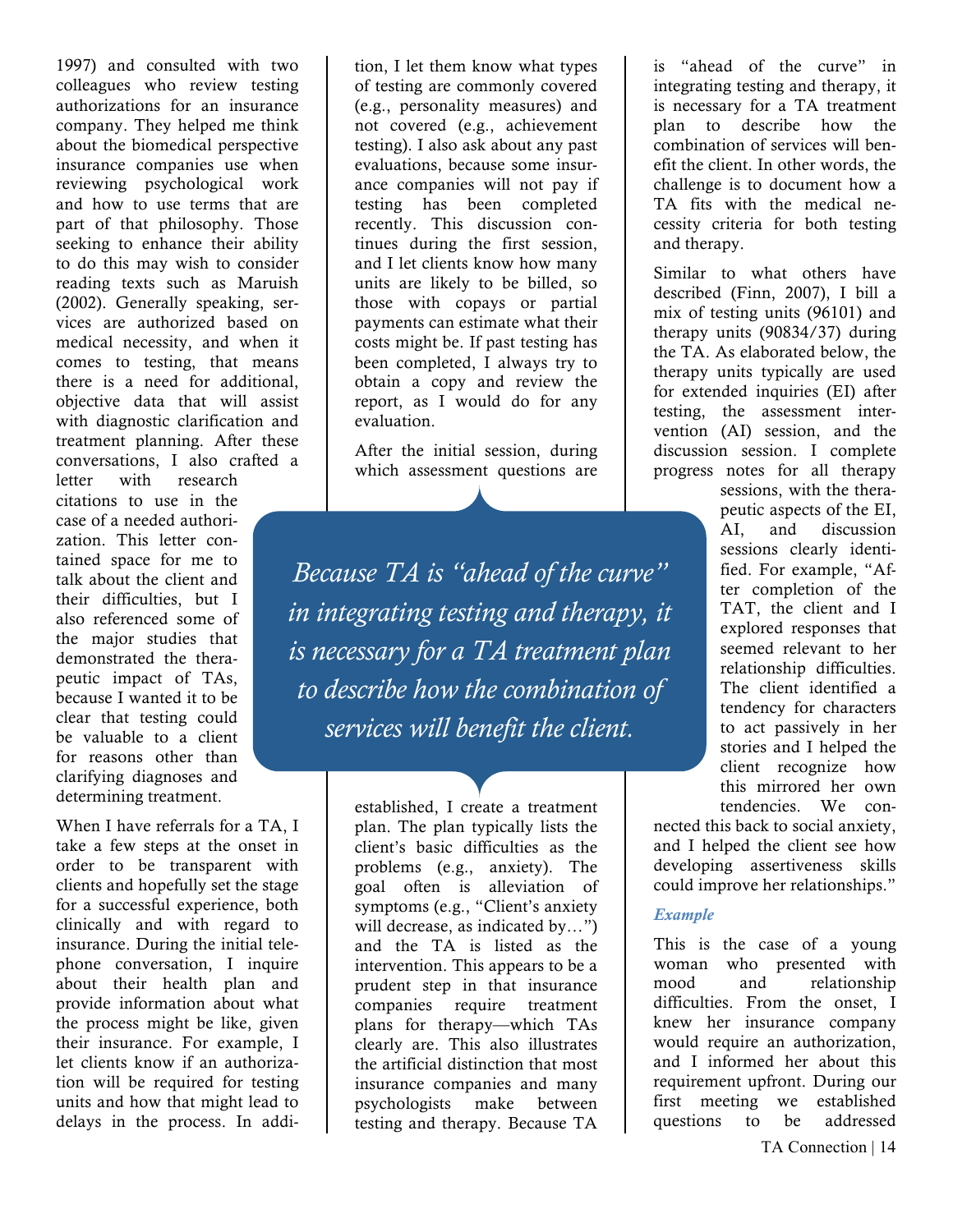1997) and consulted with two colleagues who review testing authorizations for an insurance company. They helped me think about the biomedical perspective insurance companies use when reviewing psychological work and how to use terms that are part of that philosophy. Those seeking to enhance their ability to do this may wish to consider reading texts such as Maruish (2002). Generally speaking, services are authorized based on medical necessity, and when it comes to testing, that means there is a need for additional, objective data that will assist with diagnostic clarification and treatment planning. After these conversations, I also crafted a letter with research citations to use in the case of a needed authorization. This letter contained space for me to talk about the client and their difficulties, but I also referenced some of the major studies that demonstrated the therapeutic impact of TAs, because I wanted it to be clear that testing could be valuable to a client for reasons other than clarifying diagnoses and determining treatment.

When I have referrals for a TA, I take a few steps at the onset in order to be transparent with clients and hopefully set the stage for a successful experience, both clinically and with regard to insurance. During the initial telephone conversation, I inquire about their health plan and provide information about what the process might be like, given their insurance. For example, I let clients know if an authorization will be required for testing units and how that might lead to delays in the process. In addition, I let them know what types of testing are commonly covered (e.g., personality measures) and not covered (e.g., achievement testing). I also ask about any past evaluations, because some insurance companies will not pay if testing has been completed recently. This discussion continues during the first session, and I let clients know how many units are likely to be billed, so those with copays or partial payments can estimate what their costs might be. If past testing has been completed, I always try to obtain a copy and review the report, as I would do for any evaluation.

After the initial session, during which assessment questions are established, I create a treatment plan. The plan typically lists the client's basic difficulties as the problems (e.g., anxiety). The goal often is alleviation of symptoms (e.g., "Client's anxiety will decrease, as indicated by…") and the TA is listed as the intervention. This appears to be a prudent step in that insurance companies require treatment plans for therapy—which TAs clearly are. This also illustrates the artificial distinction that most insurance companies and many psychologists make between testing and therapy. Because TA is "ahead of the curve" in integrating testing and therapy, it is necessary for a TA treatment plan to describe how the combination of services will benefit the client. In other words, the challenge is to document how a TA fits with the medical necessity criteria for both testing and therapy.

> *Because TA is "ahead of the curve" in integrating testing and therapy, it is necessary for a TA treatment plan to describe how the combination of services will benefit the client.*

Similar to what others have described (Finn, 2007), I bill a mix of testing units (96101) and therapy units (90834/37) during the TA. As elaborated below, the therapy units typically are used for extended inquiries (EI) after testing, the assessment intervention (AI) session, and the discussion session. I complete progress notes for all therapy sessions, with the therapeutic aspects of the EI, AI, and discussion sessions clearly identified. For example, "After completion of the TAT, the client and I explored responses that seemed relevant to her relationship difficulties. The client identified a tendency for characters to act passively in her stories and I helped the client recognize how this mirrored her own tendencies. We connected this back to social anxiety, and I helped the client see how developing assertiveness skills could improve her relationships."

### *Example*

This is the case of a young woman who presented with mood and relationship difficulties. From the onset, I knew her insurance company would require an authorization, and I informed her about this requirement upfront. During our first meeting we established questions to be addressed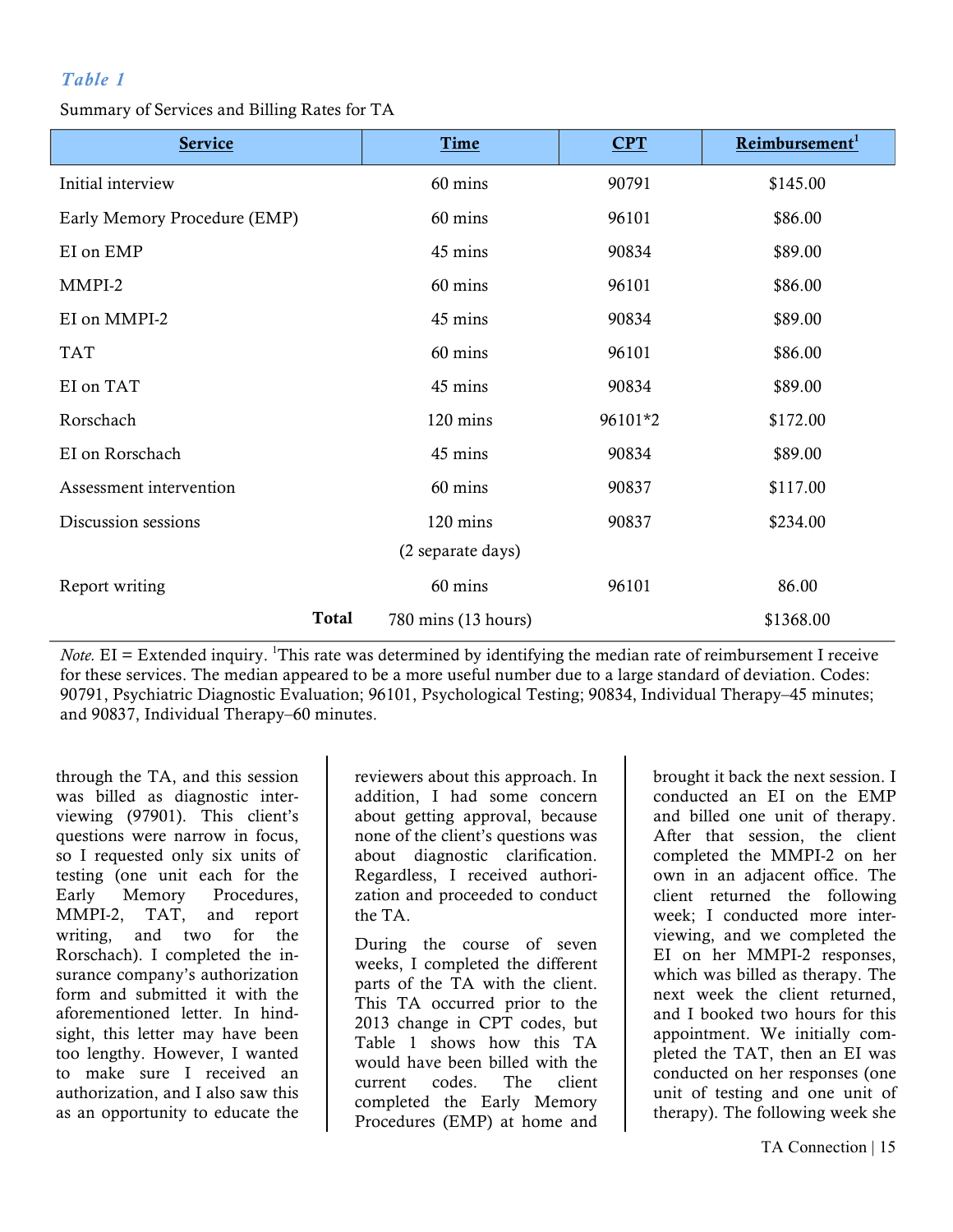*Table 1*

Summary of Services and Billing Rates for TA

| Service | Time | CPT | Reimbursement[1] |
|---|---|---|---|
| Initial interview | 60 mins | 90791 | $145.00 |
| Early Memory Procedure (EMP) | 60 mins | 96101 | $86.00 |
| EI on EMP | 45 mins | 90834 | $89.00 |
| MMPI-2 | 60 mins | 96101 | $86.00 |
| EI on MMPI-2 | 45 mins | 90834 | $89.00 |
| TAT | 60 mins | 96101 | $86.00 |
| EI on TAT | 45 mins | 90834 | $89.00 |
| Rorschach | 120 mins | 96101*2 | $172.00 |
| EI on Rorschach | 45 mins | 90834 | $89.00 |
| Assessment intervention | 60 mins | 90837 | $117.00 |
| Discussion sessions | 120 mins (2 separate days) | 90837 | $234.00 |
| Report writing | 60 mins | 96101 | 86.00 |
| **Total** | 780 mins (13 hours) | | $1368.00 |

*Note.* EI = Extended inquiry. [1]This rate was determined by identifying the median rate of reimbursement I receive for these services. The median appeared to be a more useful number due to a large standard of deviation. Codes: 90791, Psychiatric Diagnostic Evaluation; 96101, Psychological Testing; 90834, Individual Therapy–45 minutes; and 90837, Individual Therapy–60 minutes.

through the TA, and this session was billed as diagnostic interviewing (97901). This client's questions were narrow in focus, so I requested only six units of testing (one unit each for the Early Memory Procedures, MMPI-2, TAT, and report writing, and two for the Rorschach). I completed the insurance company's authorization form and submitted it with the aforementioned letter. In hindsight, this letter may have been too lengthy. However, I wanted to make sure I received an authorization, and I also saw this as an opportunity to educate the reviewers about this approach. In addition, I had some concern about getting approval, because none of the client's questions was about diagnostic clarification. Regardless, I received authorization and proceeded to conduct the TA.

During the course of seven weeks, I completed the different parts of the TA with the client. This TA occurred prior to the 2013 change in CPT codes, but Table 1 shows how this TA would have been billed with the current codes. The client completed the Early Memory Procedures (EMP) at home and brought it back the next session. I conducted an EI on the EMP and billed one unit of therapy. After that session, the client completed the MMPI-2 on her own in an adjacent office. The client returned the following week; I conducted more interviewing, and we completed the EI on her MMPI-2 responses, which was billed as therapy. The next week the client returned, and I booked two hours for this appointment. We initially completed the TAT, then an EI was conducted on her responses (one unit of testing and one unit of therapy). The following week she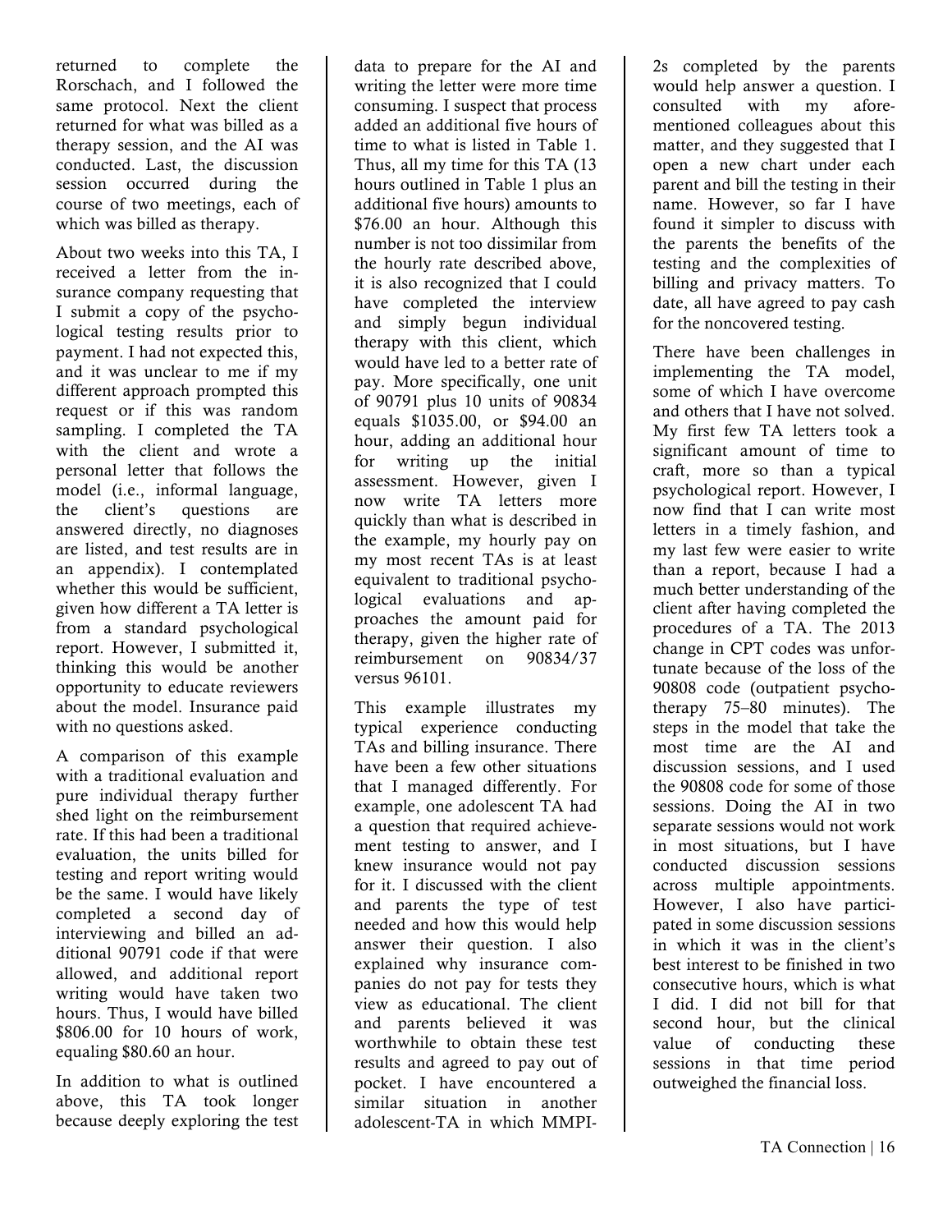returned to complete the Rorschach, and I followed the same protocol. Next the client returned for what was billed as a therapy session, and the AI was conducted. Last, the discussion session occurred during the course of two meetings, each of which was billed as therapy.

About two weeks into this TA, I received a letter from the insurance company requesting that I submit a copy of the psychological testing results prior to payment. I had not expected this, and it was unclear to me if my different approach prompted this request or if this was random sampling. I completed the TA with the client and wrote a personal letter that follows the model (i.e., informal language, the client's questions are answered directly, no diagnoses are listed, and test results are in an appendix). I contemplated whether this would be sufficient, given how different a TA letter is from a standard psychological report. However, I submitted it, thinking this would be another opportunity to educate reviewers about the model. Insurance paid with no questions asked.

A comparison of this example with a traditional evaluation and pure individual therapy further shed light on the reimbursement rate. If this had been a traditional evaluation, the units billed for testing and report writing would be the same. I would have likely completed a second day of interviewing and billed an additional 90791 code if that were allowed, and additional report writing would have taken two hours. Thus, I would have billed \$806.00 for 10 hours of work, equaling \$80.60 an hour.

In addition to what is outlined above, this TA took longer because deeply exploring the test data to prepare for the AI and writing the letter were more time consuming. I suspect that process added an additional five hours of time to what is listed in Table 1. Thus, all my time for this TA (13 hours outlined in Table 1 plus an additional five hours) amounts to \$76.00 an hour. Although this number is not too dissimilar from the hourly rate described above, it is also recognized that I could have completed the interview and simply begun individual therapy with this client, which would have led to a better rate of pay. More specifically, one unit of 90791 plus 10 units of 90834 equals \$1035.00, or \$94.00 an hour, adding an additional hour for writing up the initial assessment. However, given I now write TA letters more quickly than what is described in the example, my hourly pay on my most recent TAs is at least equivalent to traditional psychological evaluations and approaches the amount paid for therapy, given the higher rate of reimbursement on 90834/37 versus 96101.

This example illustrates my typical experience conducting TAs and billing insurance. There have been a few other situations that I managed differently. For example, one adolescent TA had a question that required achievement testing to answer, and I knew insurance would not pay for it. I discussed with the client and parents the type of test needed and how this would help answer their question. I also explained why insurance companies do not pay for tests they view as educational. The client and parents believed it was worthwhile to obtain these test results and agreed to pay out of pocket. I have encountered a similar situation in another adolescent-TA in which MMPI-2s completed by the parents would help answer a question. I consulted with my aforementioned colleagues about this matter, and they suggested that I open a new chart under each parent and bill the testing in their name. However, so far I have found it simpler to discuss with the parents the benefits of the testing and the complexities of billing and privacy matters. To date, all have agreed to pay cash for the noncovered testing.

There have been challenges in implementing the TA model, some of which I have overcome and others that I have not solved. My first few TA letters took a significant amount of time to craft, more so than a typical psychological report. However, I now find that I can write most letters in a timely fashion, and my last few were easier to write than a report, because I had a much better understanding of the client after having completed the procedures of a TA. The 2013 change in CPT codes was unfortunate because of the loss of the 90808 code (outpatient psychotherapy 75–80 minutes). The steps in the model that take the most time are the AI and discussion sessions, and I used the 90808 code for some of those sessions. Doing the AI in two separate sessions would not work in most situations, but I have conducted discussion sessions across multiple appointments. However, I also have participated in some discussion sessions in which it was in the client's best interest to be finished in two consecutive hours, which is what I did. I did not bill for that second hour, but the clinical value of conducting these sessions in that time period outweighed the financial loss.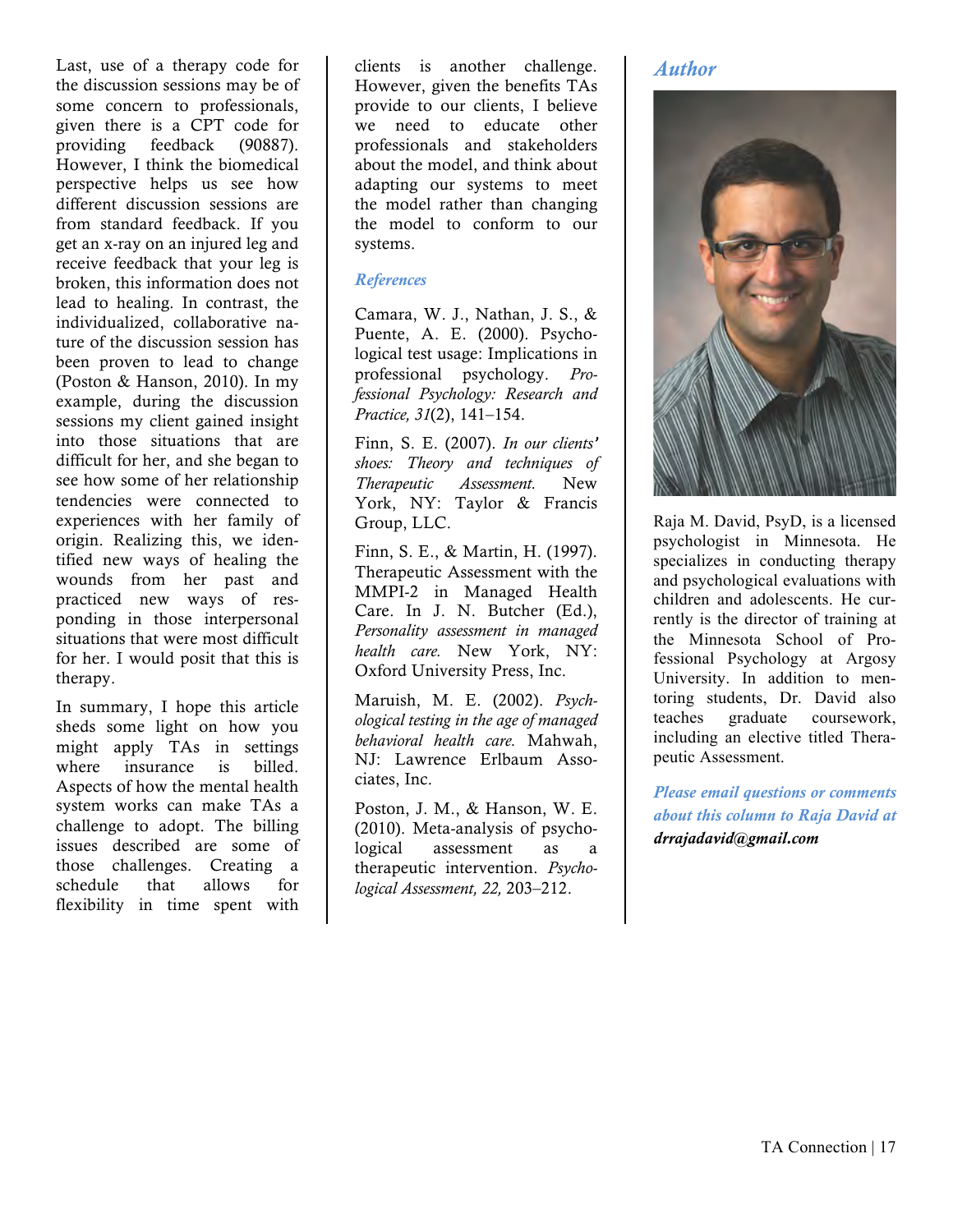Last, use of a therapy code for the discussion sessions may be of some concern to professionals, given there is a CPT code for providing feedback (90887). However, I think the biomedical perspective helps us see how different discussion sessions are from standard feedback. If you get an x-ray on an injured leg and receive feedback that your leg is broken, this information does not lead to healing. In contrast, the individualized, collaborative nature of the discussion session has been proven to lead to change (Poston & Hanson, 2010). In my example, during the discussion sessions my client gained insight into those situations that are difficult for her, and she began to see how some of her relationship tendencies were connected to experiences with her family of origin. Realizing this, we identified new ways of healing the wounds from her past and practiced new ways of responding in those interpersonal situations that were most difficult for her. I would posit that this is therapy.

In summary, I hope this article sheds some light on how you might apply TAs in settings where insurance is billed. Aspects of how the mental health system works can make TAs a challenge to adopt. The billing issues described are some of those challenges. Creating a schedule that allows for flexibility in time spent with clients is another challenge. However, given the benefits TAs provide to our clients, I believe we need to educate other professionals and stakeholders about the model, and think about adapting our systems to meet the model rather than changing the model to conform to our systems.

## *References*

Camara, W. J., Nathan, J. S., & Puente, A. E. (2000). Psychological test usage: Implications in professional psychology. *Professional Psychology: Research and Practice, 31*(2), 141–154.

Finn, S. E. (2007). *In our clients' shoes: Theory and techniques of Therapeutic Assessment.* New York, NY: Taylor & Francis Group, LLC.

Finn, S. E., & Martin, H. (1997). Therapeutic Assessment with the MMPI-2 in Managed Health Care. In J. N. Butcher (Ed.), *Personality assessment in managed health care.* New York, NY: Oxford University Press, Inc.

Maruish, M. E. (2002). *Psychological testing in the age of managed behavioral health care.* Mahwah, NJ: Lawrence Erlbaum Associates, Inc.

Poston, J. M., & Hanson, W. E. (2010). Meta-analysis of psychological assessment as a therapeutic intervention. *Psychological Assessment, 22,* 203–212.

## *Author*

Raja M. David, PsyD, is a licensed psychologist in Minnesota. He specializes in conducting therapy and psychological evaluations with children and adolescents. He currently is the director of training at the Minnesota School of Professional Psychology at Argosy University. In addition to mentoring students, Dr. David also teaches graduate coursework, including an elective titled Therapeutic Assessment.

*Please email questions or comments about this column to Raja David at **drrajadavid@gmail.com***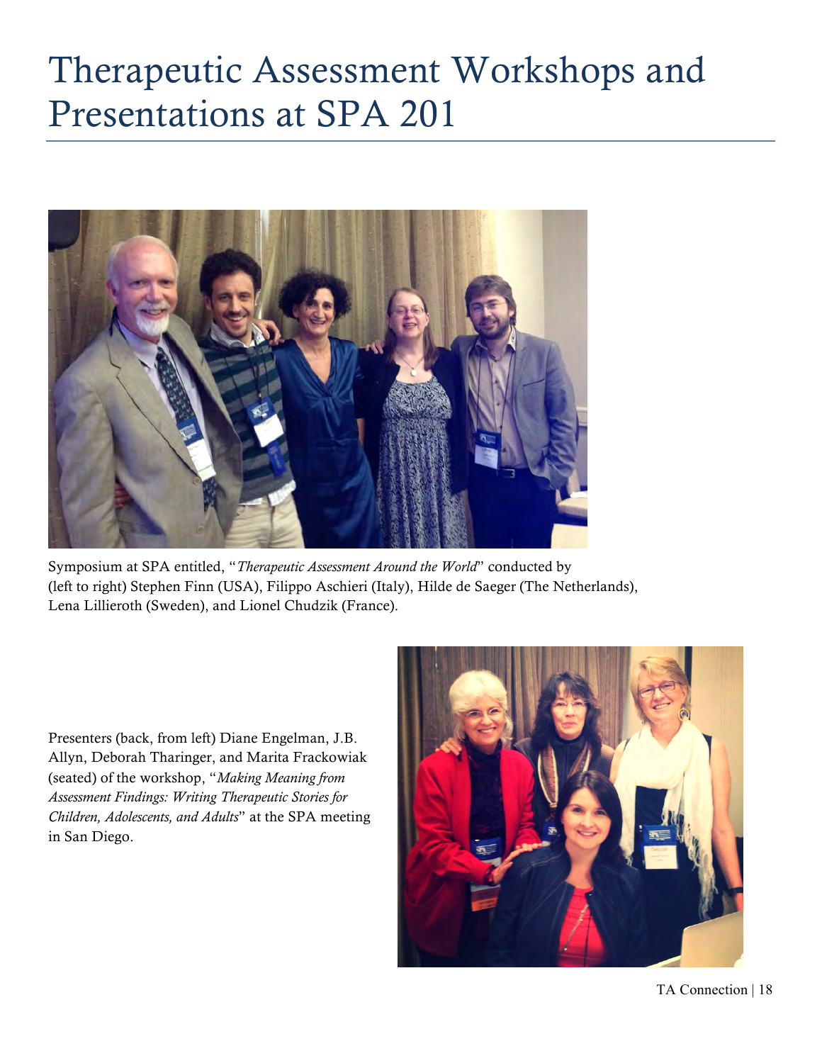# Therapeutic Assessment Workshops and Presentations at SPA 201

Symposium at SPA entitled, "*Therapeutic Assessment Around the World*" conducted by (left to right) Stephen Finn (USA), Filippo Aschieri (Italy), Hilde de Saeger (The Netherlands), Lena Lillieroth (Sweden), and Lionel Chudzik (France).

Presenters (back, from left) Diane Engelman, J.B. Allyn, Deborah Tharinger, and Marita Frackowiak (seated) of the workshop, "*Making Meaning from Assessment Findings: Writing Therapeutic Stories for Children, Adolescents, and Adults*" at the SPA meeting in San Diego.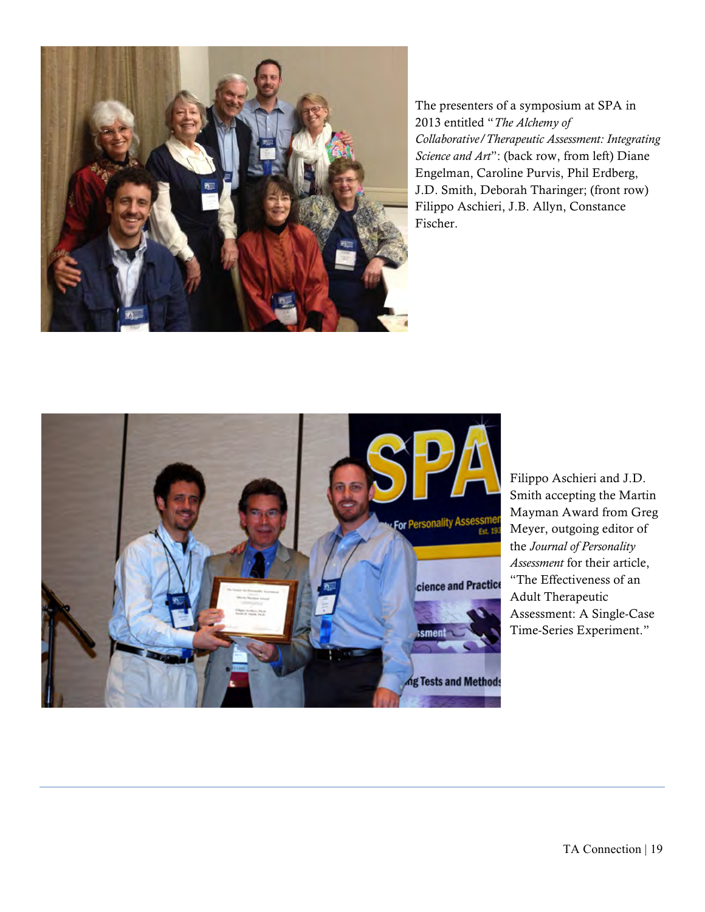The presenters of a symposium at SPA in 2013 entitled "*The Alchemy of Collaborative/Therapeutic Assessment: Integrating Science and Art*": (back row, from left) Diane Engelman, Caroline Purvis, Phil Erdberg, J.D. Smith, Deborah Tharinger; (front row) Filippo Aschieri, J.B. Allyn, Constance Fischer.

Filippo Aschieri and J.D. Smith accepting the Martin Mayman Award from Greg Meyer, outgoing editor of the *Journal of Personality Assessment* for their article, "The Effectiveness of an Adult Therapeutic Assessment: A Single-Case Time-Series Experiment."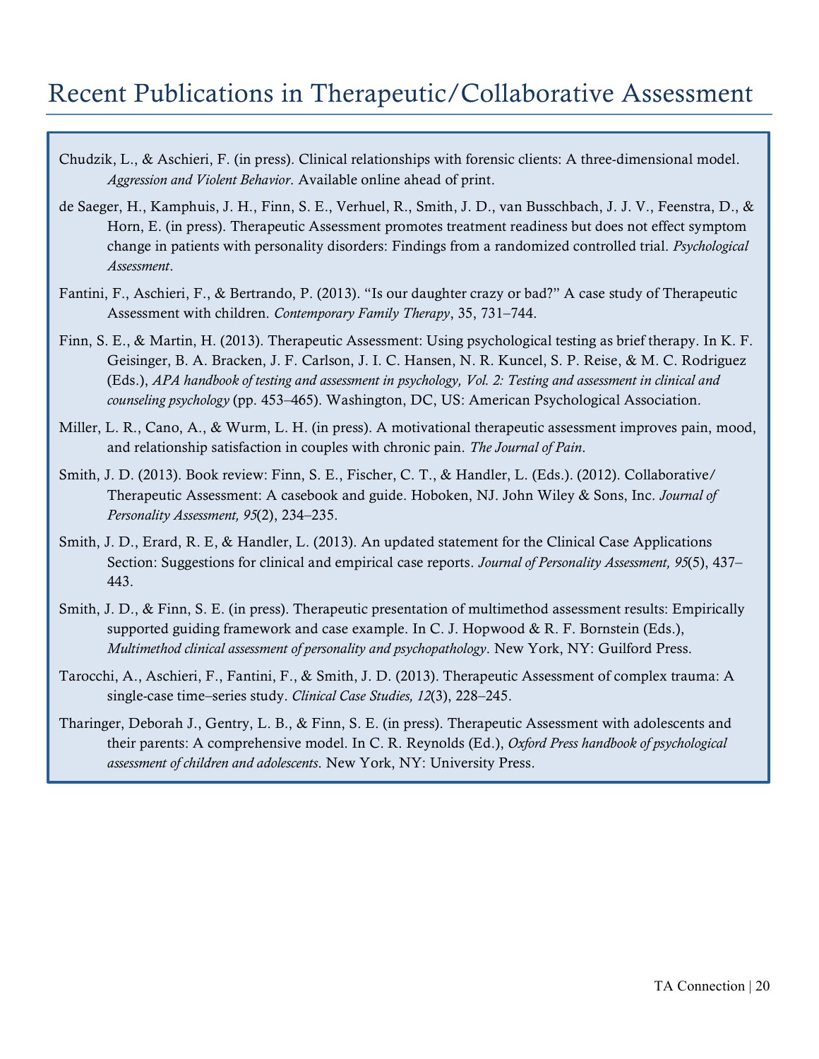# Recent Publications in Therapeutic/Collaborative Assessment

Chudzik, L., & Aschieri, F. (in press). Clinical relationships with forensic clients: A three-dimensional model. *Aggression and Violent Behavior*. Available online ahead of print.

de Saeger, H., Kamphuis, J. H., Finn, S. E., Verhuel, R., Smith, J. D., van Busschbach, J. J. V., Feenstra, D., & Horn, E. (in press). Therapeutic Assessment promotes treatment readiness but does not effect symptom change in patients with personality disorders: Findings from a randomized controlled trial. *Psychological Assessment*.

Fantini, F., Aschieri, F., & Bertrando, P. (2013). "Is our daughter crazy or bad?" A case study of Therapeutic Assessment with children. *Contemporary Family Therapy*, 35, 731–744.

Finn, S. E., & Martin, H. (2013). Therapeutic Assessment: Using psychological testing as brief therapy. In K. F. Geisinger, B. A. Bracken, J. F. Carlson, J. I. C. Hansen, N. R. Kuncel, S. P. Reise, & M. C. Rodriguez (Eds.), *APA handbook of testing and assessment in psychology, Vol. 2: Testing and assessment in clinical and counseling psychology* (pp. 453–465). Washington, DC, US: American Psychological Association.

Miller, L. R., Cano, A., & Wurm, L. H. (in press). A motivational therapeutic assessment improves pain, mood, and relationship satisfaction in couples with chronic pain. *The Journal of Pain*.

Smith, J. D. (2013). Book review: Finn, S. E., Fischer, C. T., & Handler, L. (Eds.). (2012). Collaborative/ Therapeutic Assessment: A casebook and guide. Hoboken, NJ. John Wiley & Sons, Inc. *Journal of Personality Assessment, 95*(2), 234–235.

Smith, J. D., Erard, R. E, & Handler, L. (2013). An updated statement for the Clinical Case Applications Section: Suggestions for clinical and empirical case reports. *Journal of Personality Assessment, 95*(5), 437–443.

Smith, J. D., & Finn, S. E. (in press). Therapeutic presentation of multimethod assessment results: Empirically supported guiding framework and case example. In C. J. Hopwood & R. F. Bornstein (Eds.), *Multimethod clinical assessment of personality and psychopathology*. New York, NY: Guilford Press.

Tarocchi, A., Aschieri, F., Fantini, F., & Smith, J. D. (2013). Therapeutic Assessment of complex trauma: A single-case time–series study. *Clinical Case Studies, 12*(3), 228–245.

Tharinger, Deborah J., Gentry, L. B., & Finn, S. E. (in press). Therapeutic Assessment with adolescents and their parents: A comprehensive model. In C. R. Reynolds (Ed.), *Oxford Press handbook of psychological assessment of children and adolescents*. New York, NY: University Press.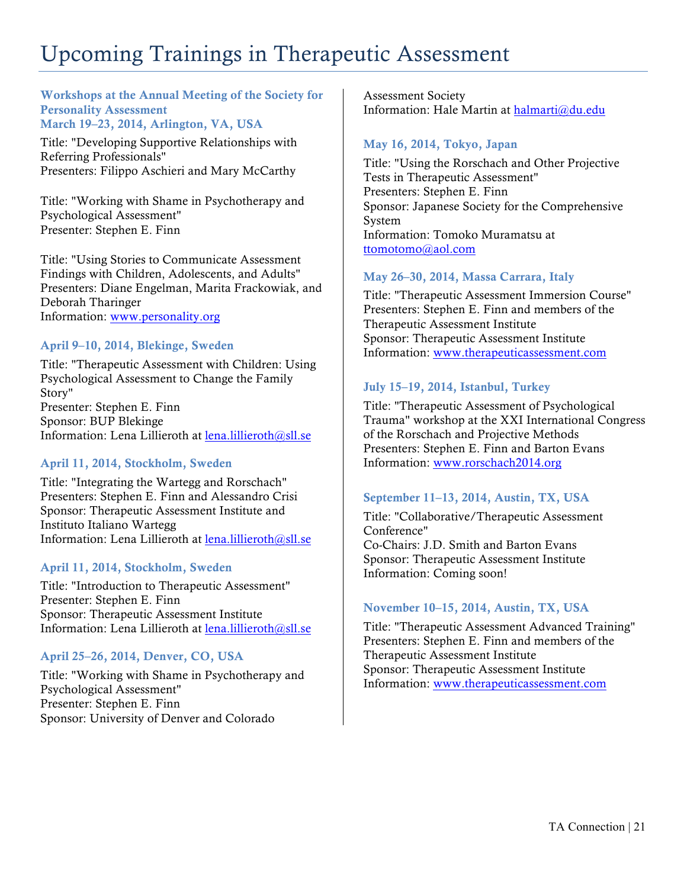# Upcoming Trainings in Therapeutic Assessment

### Workshops at the Annual Meeting of the Society for Personality Assessment
### March 19–23, 2014, Arlington, VA, USA

Title: "Developing Supportive Relationships with Referring Professionals"
Presenters: Filippo Aschieri and Mary McCarthy

Title: "Working with Shame in Psychotherapy and Psychological Assessment"
Presenter: Stephen E. Finn

Title: "Using Stories to Communicate Assessment Findings with Children, Adolescents, and Adults"
Presenters: Diane Engelman, Marita Frackowiak, and Deborah Tharinger
Information: www.personality.org

### April 9–10, 2014, Blekinge, Sweden

Title: "Therapeutic Assessment with Children: Using Psychological Assessment to Change the Family Story"
Presenter: Stephen E. Finn
Sponsor: BUP Blekinge
Information: Lena Lillieroth at lena.lillieroth@sll.se

### April 11, 2014, Stockholm, Sweden

Title: "Integrating the Wartegg and Rorschach"
Presenters: Stephen E. Finn and Alessandro Crisi
Sponsor: Therapeutic Assessment Institute and Instituto Italiano Wartegg
Information: Lena Lillieroth at lena.lillieroth@sll.se

### April 11, 2014, Stockholm, Sweden

Title: "Introduction to Therapeutic Assessment"
Presenter: Stephen E. Finn
Sponsor: Therapeutic Assessment Institute
Information: Lena Lillieroth at lena.lillieroth@sll.se

### April 25–26, 2014, Denver, CO, USA

Title: "Working with Shame in Psychotherapy and Psychological Assessment"
Presenter: Stephen E. Finn
Sponsor: University of Denver and Colorado Assessment Society
Information: Hale Martin at halmarti@du.edu

### May 16, 2014, Tokyo, Japan

Title: "Using the Rorschach and Other Projective Tests in Therapeutic Assessment"
Presenters: Stephen E. Finn
Sponsor: Japanese Society for the Comprehensive System
Information: Tomoko Muramatsu at ttomotomo@aol.com

### May 26–30, 2014, Massa Carrara, Italy

Title: "Therapeutic Assessment Immersion Course"
Presenters: Stephen E. Finn and members of the Therapeutic Assessment Institute
Sponsor: Therapeutic Assessment Institute
Information: www.therapeuticassessment.com

### July 15–19, 2014, Istanbul, Turkey

Title: "Therapeutic Assessment of Psychological Trauma" workshop at the XXI International Congress of the Rorschach and Projective Methods
Presenters: Stephen E. Finn and Barton Evans
Information: www.rorschach2014.org

### September 11–13, 2014, Austin, TX, USA

Title: "Collaborative/Therapeutic Assessment Conference"
Co-Chairs: J.D. Smith and Barton Evans
Sponsor: Therapeutic Assessment Institute
Information: Coming soon!

### November 10–15, 2014, Austin, TX, USA

Title: "Therapeutic Assessment Advanced Training"
Presenters: Stephen E. Finn and members of the Therapeutic Assessment Institute
Sponsor: Therapeutic Assessment Institute
Information: www.therapeuticassessment.com